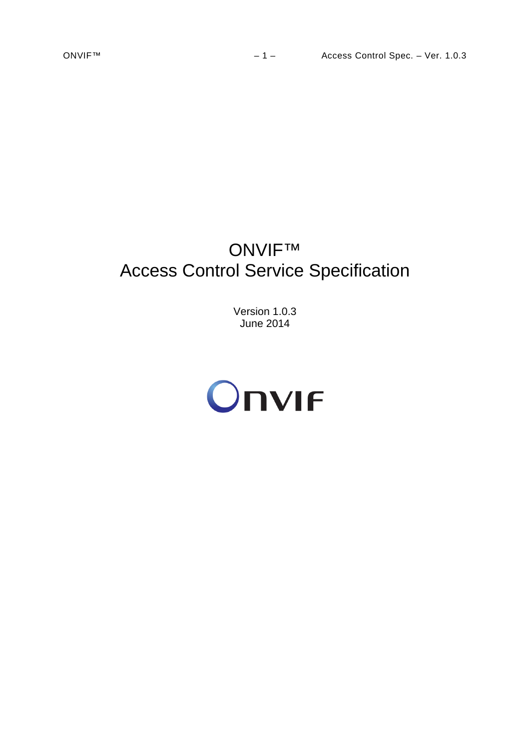# ONVIF™
# Access Control Service Specification

Version 1.0.3
June 2014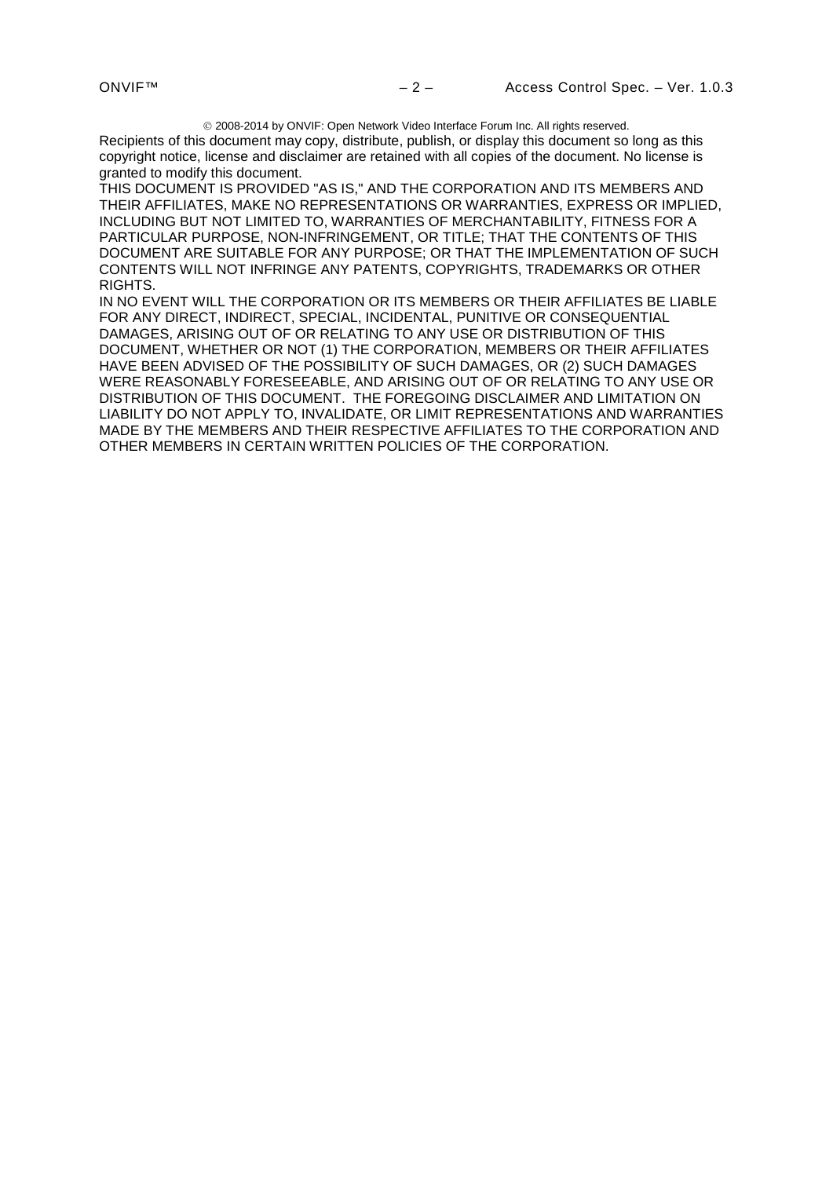© 2008-2014 by ONVIF: Open Network Video Interface Forum Inc. All rights reserved.

Recipients of this document may copy, distribute, publish, or display this document so long as this copyright notice, license and disclaimer are retained with all copies of the document. No license is granted to modify this document.

THIS DOCUMENT IS PROVIDED "AS IS," AND THE CORPORATION AND ITS MEMBERS AND THEIR AFFILIATES, MAKE NO REPRESENTATIONS OR WARRANTIES, EXPRESS OR IMPLIED, INCLUDING BUT NOT LIMITED TO, WARRANTIES OF MERCHANTABILITY, FITNESS FOR A PARTICULAR PURPOSE, NON-INFRINGEMENT, OR TITLE; THAT THE CONTENTS OF THIS DOCUMENT ARE SUITABLE FOR ANY PURPOSE; OR THAT THE IMPLEMENTATION OF SUCH CONTENTS WILL NOT INFRINGE ANY PATENTS, COPYRIGHTS, TRADEMARKS OR OTHER RIGHTS.

IN NO EVENT WILL THE CORPORATION OR ITS MEMBERS OR THEIR AFFILIATES BE LIABLE FOR ANY DIRECT, INDIRECT, SPECIAL, INCIDENTAL, PUNITIVE OR CONSEQUENTIAL DAMAGES, ARISING OUT OF OR RELATING TO ANY USE OR DISTRIBUTION OF THIS DOCUMENT, WHETHER OR NOT (1) THE CORPORATION, MEMBERS OR THEIR AFFILIATES HAVE BEEN ADVISED OF THE POSSIBILITY OF SUCH DAMAGES, OR (2) SUCH DAMAGES WERE REASONABLY FORESEEABLE, AND ARISING OUT OF OR RELATING TO ANY USE OR DISTRIBUTION OF THIS DOCUMENT. THE FOREGOING DISCLAIMER AND LIMITATION ON LIABILITY DO NOT APPLY TO, INVALIDATE, OR LIMIT REPRESENTATIONS AND WARRANTIES MADE BY THE MEMBERS AND THEIR RESPECTIVE AFFILIATES TO THE CORPORATION AND OTHER MEMBERS IN CERTAIN WRITTEN POLICIES OF THE CORPORATION.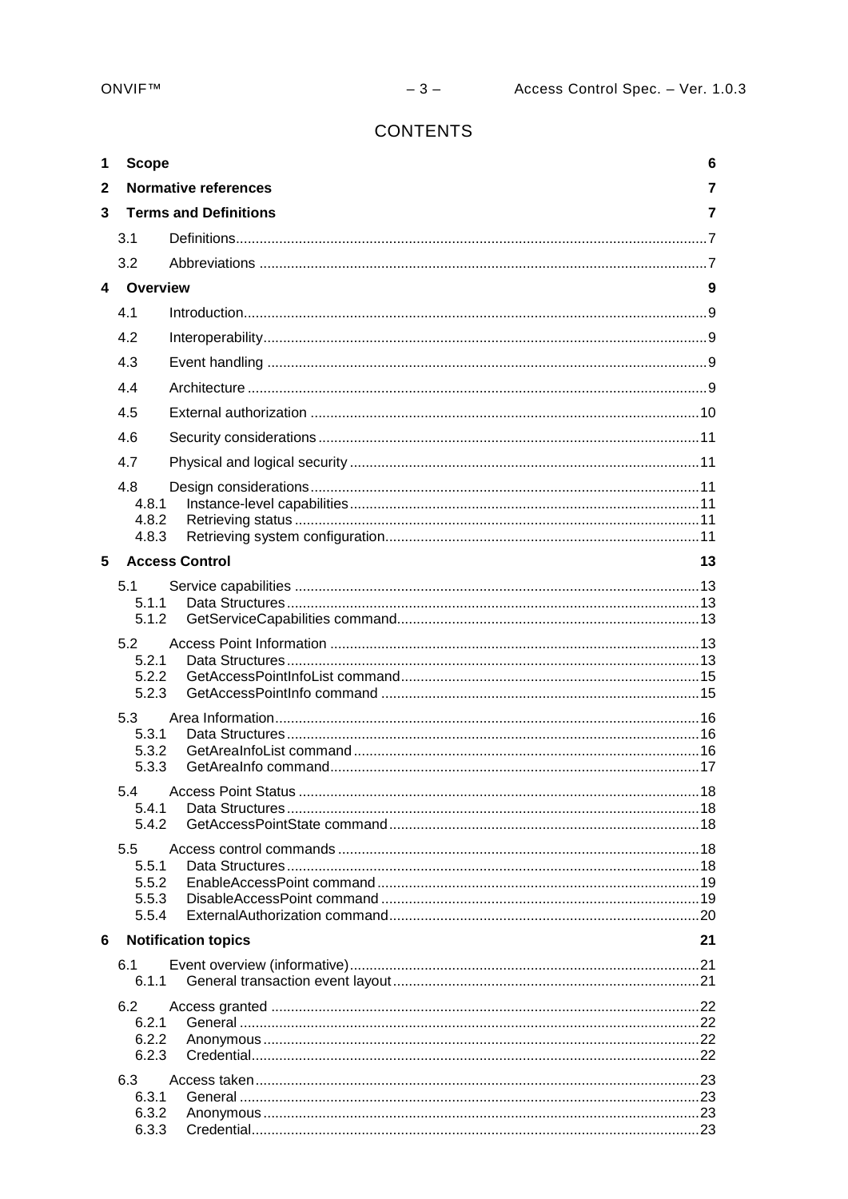# CONTENTS

1 Scope 6

2 Normative references 7

3 Terms and Definitions 7

- 3.1 Definitions 7
- 3.2 Abbreviations 7

4 Overview 9

- 4.1 Introduction 9
- 4.2 Interoperability 9
- 4.3 Event handling 9
- 4.4 Architecture 9
- 4.5 External authorization 10
- 4.6 Security considerations 11
- 4.7 Physical and logical security 11
- 4.8 Design considerations 11
  - 4.8.1 Instance-level capabilities 11
  - 4.8.2 Retrieving status 11
  - 4.8.3 Retrieving system configuration 11

5 Access Control 13

- 5.1 Service capabilities 13
  - 5.1.1 Data Structures 13
  - 5.1.2 GetServiceCapabilities command 13
- 5.2 Access Point Information 13
  - 5.2.1 Data Structures 13
  - 5.2.2 GetAccessPointInfoList command 15
  - 5.2.3 GetAccessPointInfo command 15
- 5.3 Area Information 16
  - 5.3.1 Data Structures 16
  - 5.3.2 GetAreaInfoList command 16
  - 5.3.3 GetAreaInfo command 17
- 5.4 Access Point Status 18
  - 5.4.1 Data Structures 18
  - 5.4.2 GetAccessPointState command 18
- 5.5 Access control commands 18
  - 5.5.1 Data Structures 18
  - 5.5.2 EnableAccessPoint command 19
  - 5.5.3 DisableAccessPoint command 19
  - 5.5.4 ExternalAuthorization command 20

6 Notification topics 21

- 6.1 Event overview (informative) 21
  - 6.1.1 General transaction event layout 21
- 6.2 Access granted 22
  - 6.2.1 General 22
  - 6.2.2 Anonymous 22
  - 6.2.3 Credential 22
- 6.3 Access taken 23
  - 6.3.1 General 23
  - 6.3.2 Anonymous 23
  - 6.3.3 Credential 23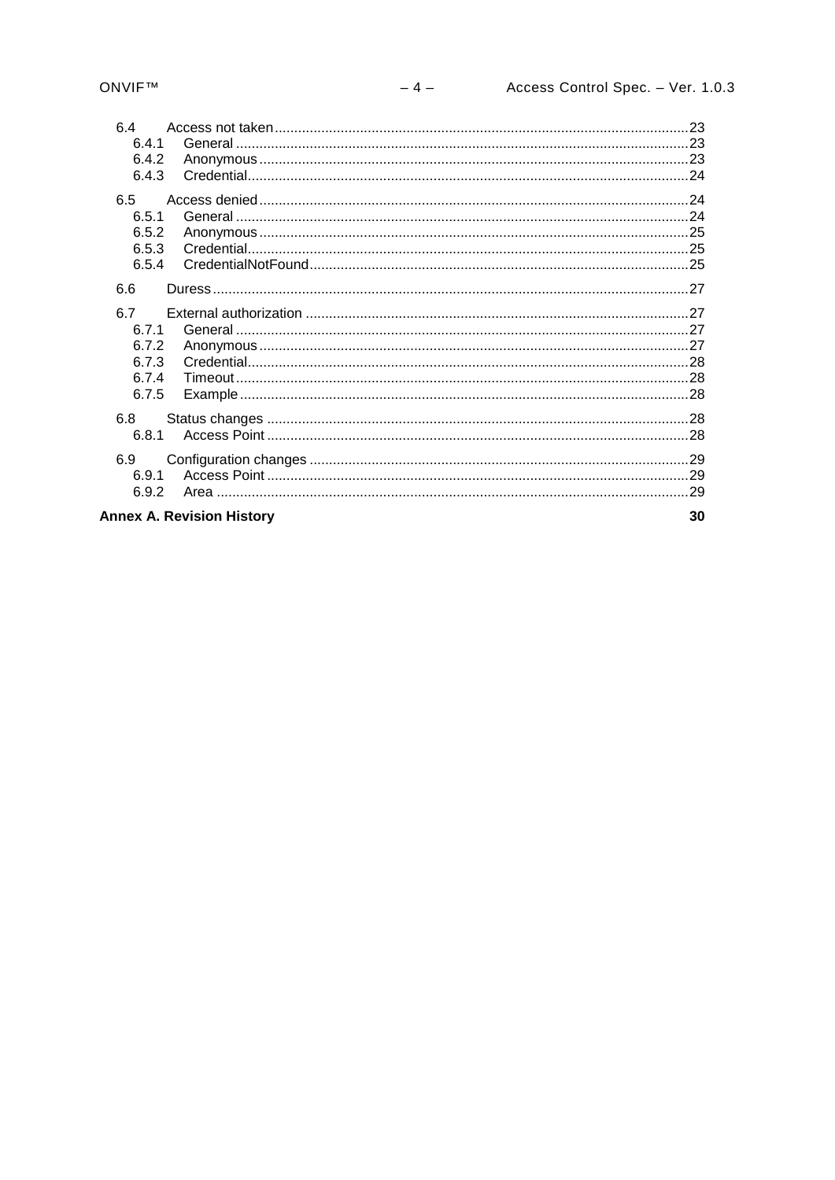6.4 Access not taken ........................................................................................................ 23
6.4.1 General ................................................................................................................. 23
6.4.2 Anonymous ........................................................................................................... 23
6.4.3 Credential.............................................................................................................. 24

6.5 Access denied ............................................................................................................ 24
6.5.1 General ................................................................................................................. 24
6.5.2 Anonymous ........................................................................................................... 25
6.5.3 Credential.............................................................................................................. 25
6.5.4 CredentialNotFound .............................................................................................. 25

6.6 Duress ......................................................................................................................... 27

6.7 External authorization .................................................................................................. 27
6.7.1 General ................................................................................................................. 27
6.7.2 Anonymous ........................................................................................................... 27
6.7.3 Credential.............................................................................................................. 28
6.7.4 Timeout ................................................................................................................. 28
6.7.5 Example ................................................................................................................ 28

6.8 Status changes ............................................................................................................ 28
6.8.1 Access Point ......................................................................................................... 28

6.9 Configuration changes ................................................................................................. 29
6.9.1 Access Point ......................................................................................................... 29
6.9.2 Area ...................................................................................................................... 29

**Annex A. Revision History** **30**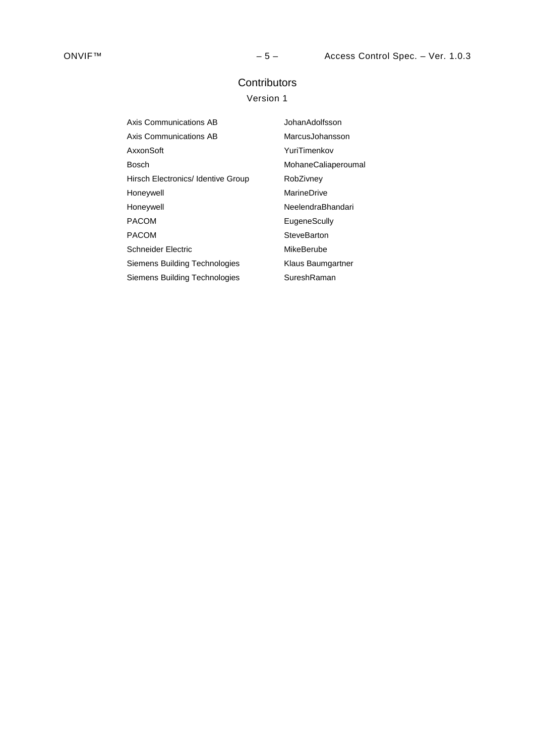# Contributors

## Version 1

| | |
|---|---|
| Axis Communications AB | JohanAdolfsson |
| Axis Communications AB | MarcusJohansson |
| AxxonSoft | YuriTimenkov |
| Bosch | MohaneCaliaperoumal |
| Hirsch Electronics/ Identive Group | RobZivney |
| Honeywell | MarineDrive |
| Honeywell | NeelendraBhandari |
| PACOM | EugeneScully |
| PACOM | SteveBarton |
| Schneider Electric | MikeBerube |
| Siemens Building Technologies | Klaus Baumgartner |
| Siemens Building Technologies | SureshRaman |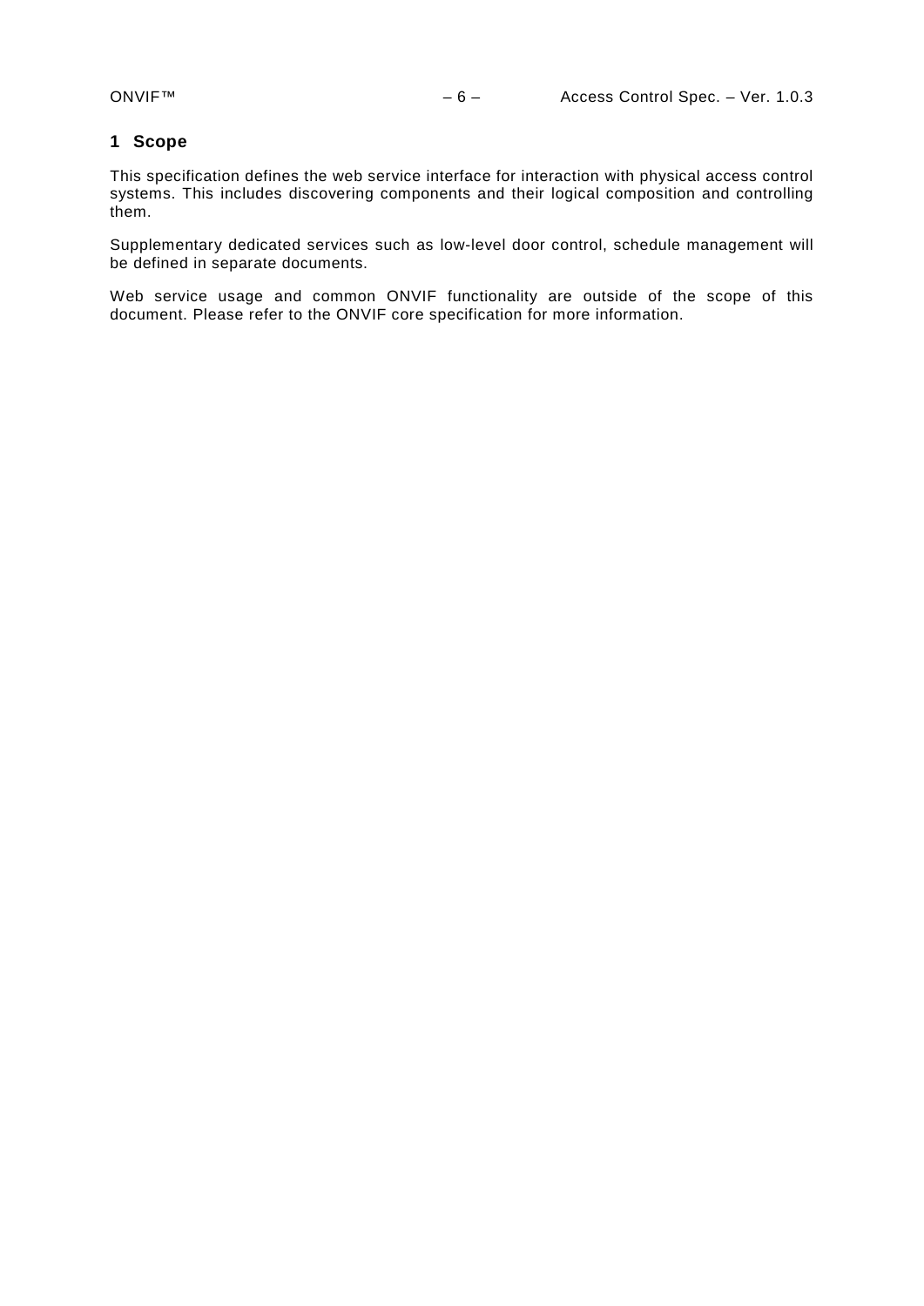# 1 Scope

This specification defines the web service interface for interaction with physical access control systems. This includes discovering components and their logical composition and controlling them.

Supplementary dedicated services such as low-level door control, schedule management will be defined in separate documents.

Web service usage and common ONVIF functionality are outside of the scope of this document. Please refer to the ONVIF core specification for more information.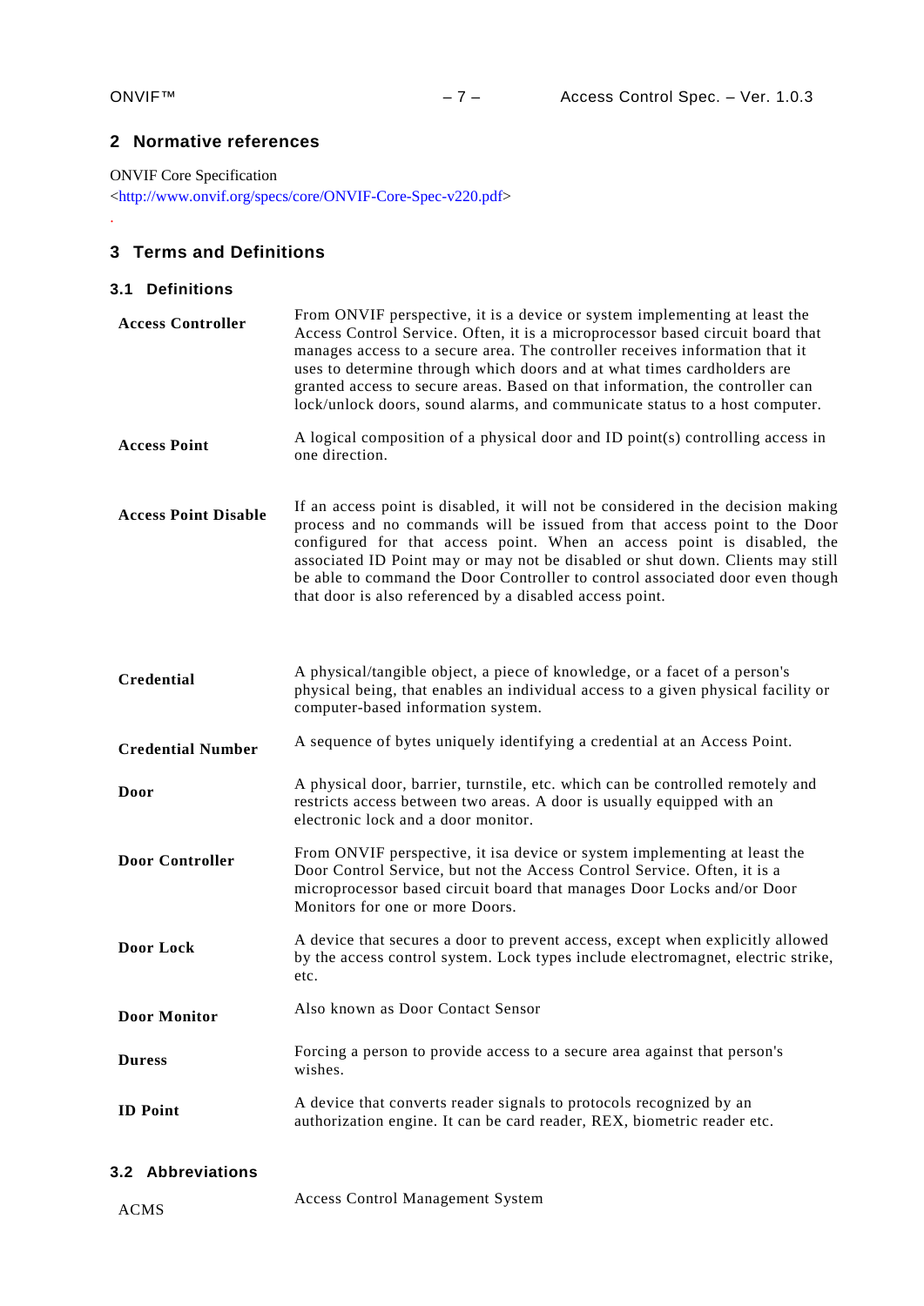## 2 Normative references

ONVIF Core Specification
<http://www.onvif.org/specs/core/ONVIF-Core-Spec-v220.pdf>

.

## 3 Terms and Definitions

### 3.1 Definitions

| | |
|---|---|
| **Access Controller** | From ONVIF perspective, it is a device or system implementing at least the Access Control Service. Often, it is a microprocessor based circuit board that manages access to a secure area. The controller receives information that it uses to determine through which doors and at what times cardholders are granted access to secure areas. Based on that information, the controller can lock/unlock doors, sound alarms, and communicate status to a host computer. |
| **Access Point** | A logical composition of a physical door and ID point(s) controlling access in one direction. |
| **Access Point Disable** | If an access point is disabled, it will not be considered in the decision making process and no commands will be issued from that access point to the Door configured for that access point. When an access point is disabled, the associated ID Point may or may not be disabled or shut down. Clients may still be able to command the Door Controller to control associated door even though that door is also referenced by a disabled access point. |
| **Credential** | A physical/tangible object, a piece of knowledge, or a facet of a person's physical being, that enables an individual access to a given physical facility or computer-based information system. |
| **Credential Number** | A sequence of bytes uniquely identifying a credential at an Access Point. |
| **Door** | A physical door, barrier, turnstile, etc. which can be controlled remotely and restricts access between two areas. A door is usually equipped with an electronic lock and a door monitor. |
| **Door Controller** | From ONVIF perspective, it isa device or system implementing at least the Door Control Service, but not the Access Control Service. Often, it is a microprocessor based circuit board that manages Door Locks and/or Door Monitors for one or more Doors. |
| **Door Lock** | A device that secures a door to prevent access, except when explicitly allowed by the access control system. Lock types include electromagnet, electric strike, etc. |
| **Door Monitor** | Also known as Door Contact Sensor |
| **Duress** | Forcing a person to provide access to a secure area against that person's wishes. |
| **ID Point** | A device that converts reader signals to protocols recognized by an authorization engine. It can be card reader, REX, biometric reader etc. |

### 3.2 Abbreviations

| | |
|---|---|
| ACMS | Access Control Management System |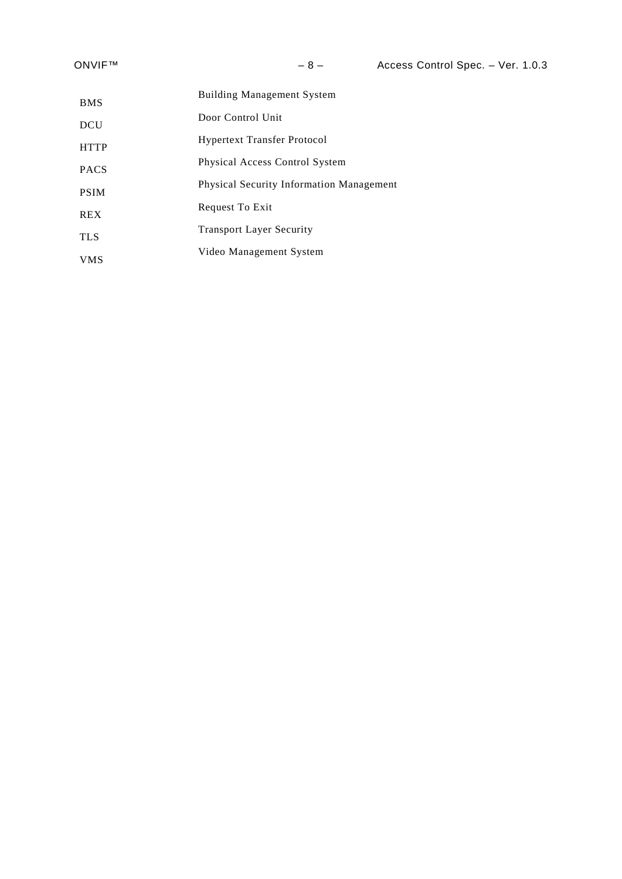| | |
|---|---|
| BMS | Building Management System |
| DCU | Door Control Unit |
| HTTP | Hypertext Transfer Protocol |
| PACS | Physical Access Control System |
| PSIM | Physical Security Information Management |
| REX | Request To Exit |
| TLS | Transport Layer Security |
| VMS | Video Management System |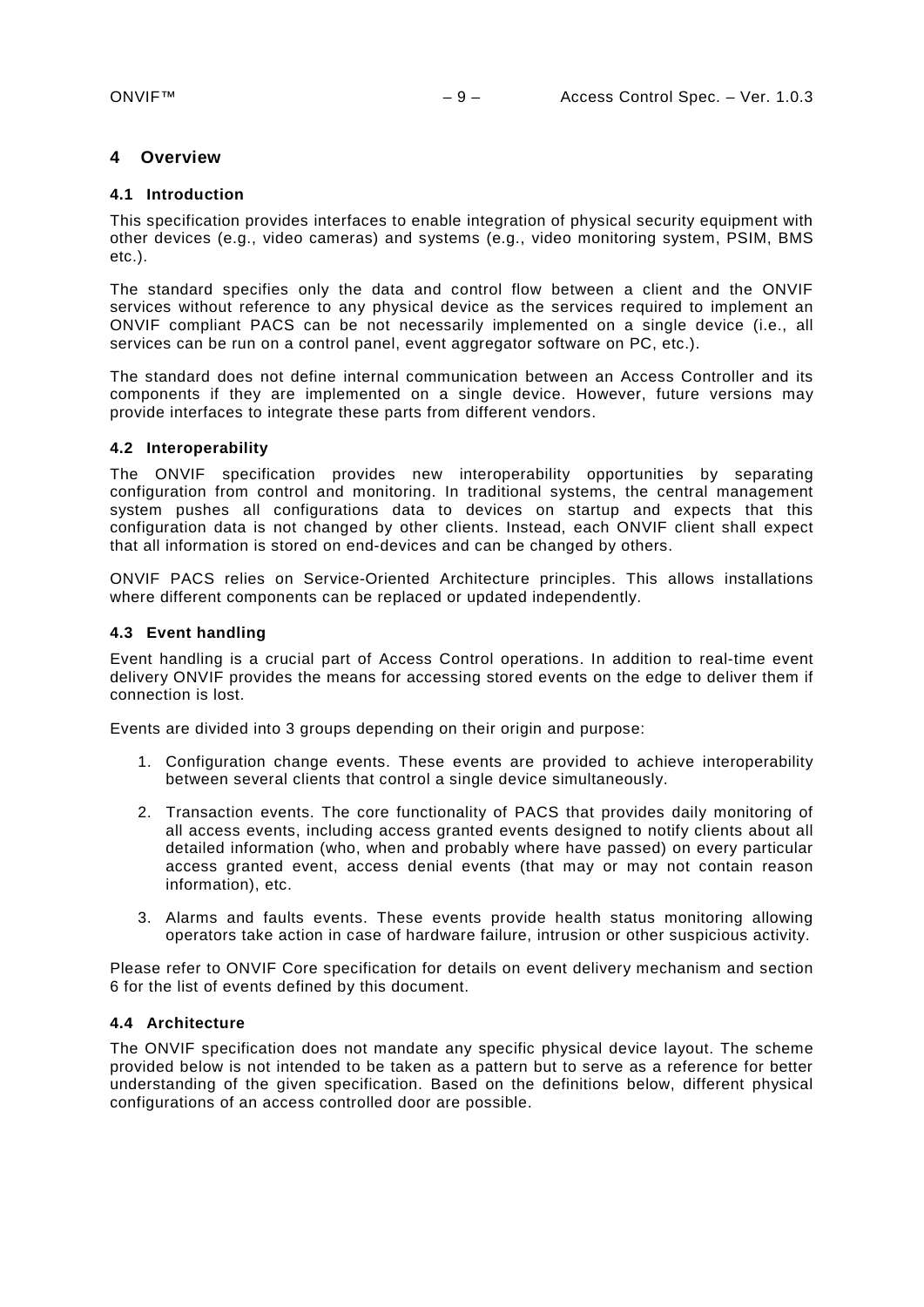# 4 Overview

## 4.1 Introduction

This specification provides interfaces to enable integration of physical security equipment with other devices (e.g., video cameras) and systems (e.g., video monitoring system, PSIM, BMS etc.).

The standard specifies only the data and control flow between a client and the ONVIF services without reference to any physical device as the services required to implement an ONVIF compliant PACS can be not necessarily implemented on a single device (i.e., all services can be run on a control panel, event aggregator software on PC, etc.).

The standard does not define internal communication between an Access Controller and its components if they are implemented on a single device. However, future versions may provide interfaces to integrate these parts from different vendors.

## 4.2 Interoperability

The ONVIF specification provides new interoperability opportunities by separating configuration from control and monitoring. In traditional systems, the central management system pushes all configurations data to devices on startup and expects that this configuration data is not changed by other clients. Instead, each ONVIF client shall expect that all information is stored on end-devices and can be changed by others.

ONVIF PACS relies on Service-Oriented Architecture principles. This allows installations where different components can be replaced or updated independently.

## 4.3 Event handling

Event handling is a crucial part of Access Control operations. In addition to real-time event delivery ONVIF provides the means for accessing stored events on the edge to deliver them if connection is lost.

Events are divided into 3 groups depending on their origin and purpose:

1. Configuration change events. These events are provided to achieve interoperability between several clients that control a single device simultaneously.

2. Transaction events. The core functionality of PACS that provides daily monitoring of all access events, including access granted events designed to notify clients about all detailed information (who, when and probably where have passed) on every particular access granted event, access denial events (that may or may not contain reason information), etc.

3. Alarms and faults events. These events provide health status monitoring allowing operators take action in case of hardware failure, intrusion or other suspicious activity.

Please refer to ONVIF Core specification for details on event delivery mechanism and section 6 for the list of events defined by this document.

## 4.4 Architecture

The ONVIF specification does not mandate any specific physical device layout. The scheme provided below is not intended to be taken as a pattern but to serve as a reference for better understanding of the given specification. Based on the definitions below, different physical configurations of an access controlled door are possible.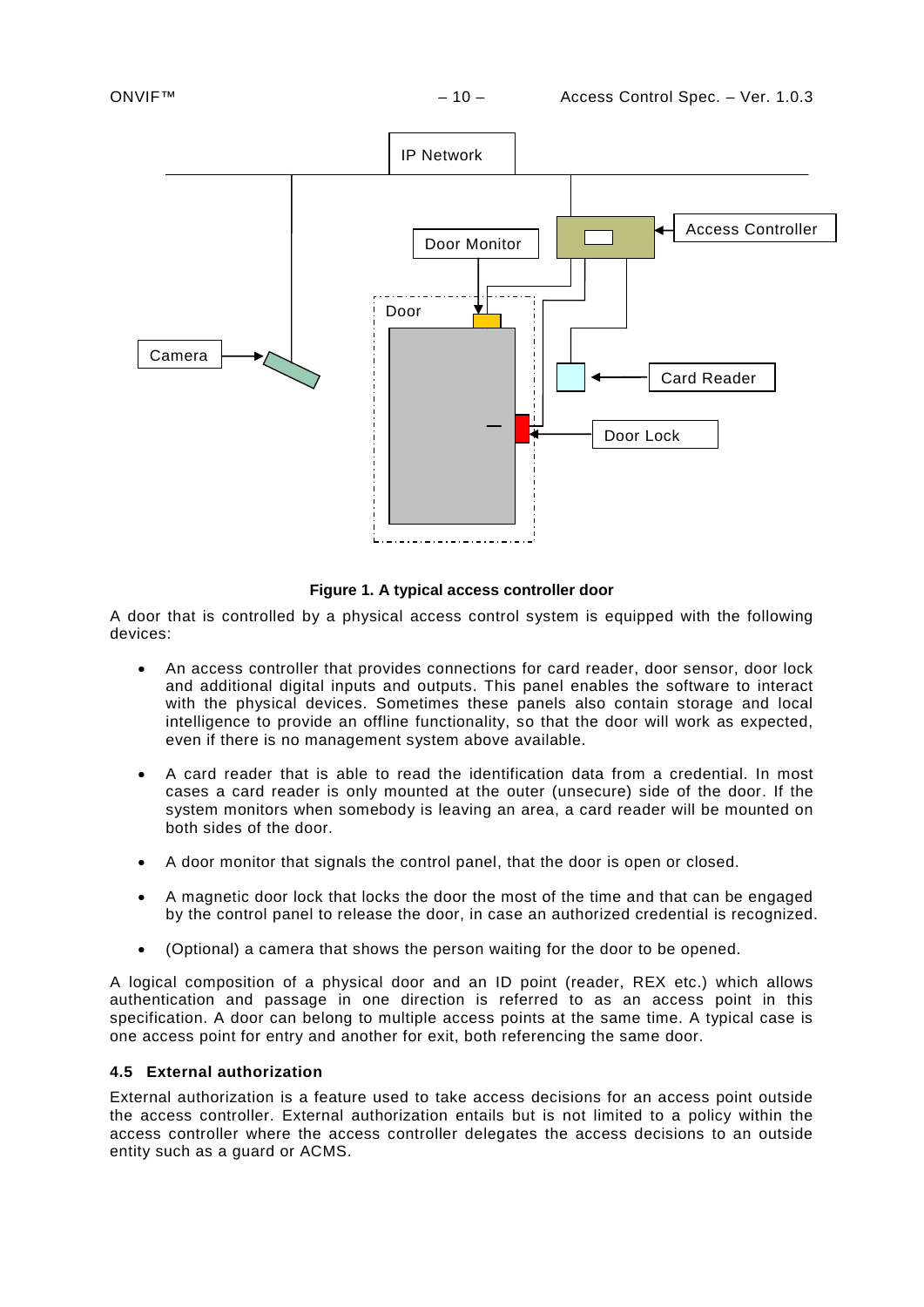**Figure 1. A typical access controller door**

A door that is controlled by a physical access control system is equipped with the following devices:

- An access controller that provides connections for card reader, door sensor, door lock and additional digital inputs and outputs. This panel enables the software to interact with the physical devices. Sometimes these panels also contain storage and local intelligence to provide an offline functionality, so that the door will work as expected, even if there is no management system above available.
- A card reader that is able to read the identification data from a credential. In most cases a card reader is only mounted at the outer (unsecure) side of the door. If the system monitors when somebody is leaving an area, a card reader will be mounted on both sides of the door.
- A door monitor that signals the control panel, that the door is open or closed.
- A magnetic door lock that locks the door the most of the time and that can be engaged by the control panel to release the door, in case an authorized credential is recognized.
- (Optional) a camera that shows the person waiting for the door to be opened.

A logical composition of a physical door and an ID point (reader, REX etc.) which allows authentication and passage in one direction is referred to as an access point in this specification. A door can belong to multiple access points at the same time. A typical case is one access point for entry and another for exit, both referencing the same door.

### 4.5 External authorization

External authorization is a feature used to take access decisions for an access point outside the access controller. External authorization entails but is not limited to a policy within the access controller where the access controller delegates the access decisions to an outside entity such as a guard or ACMS.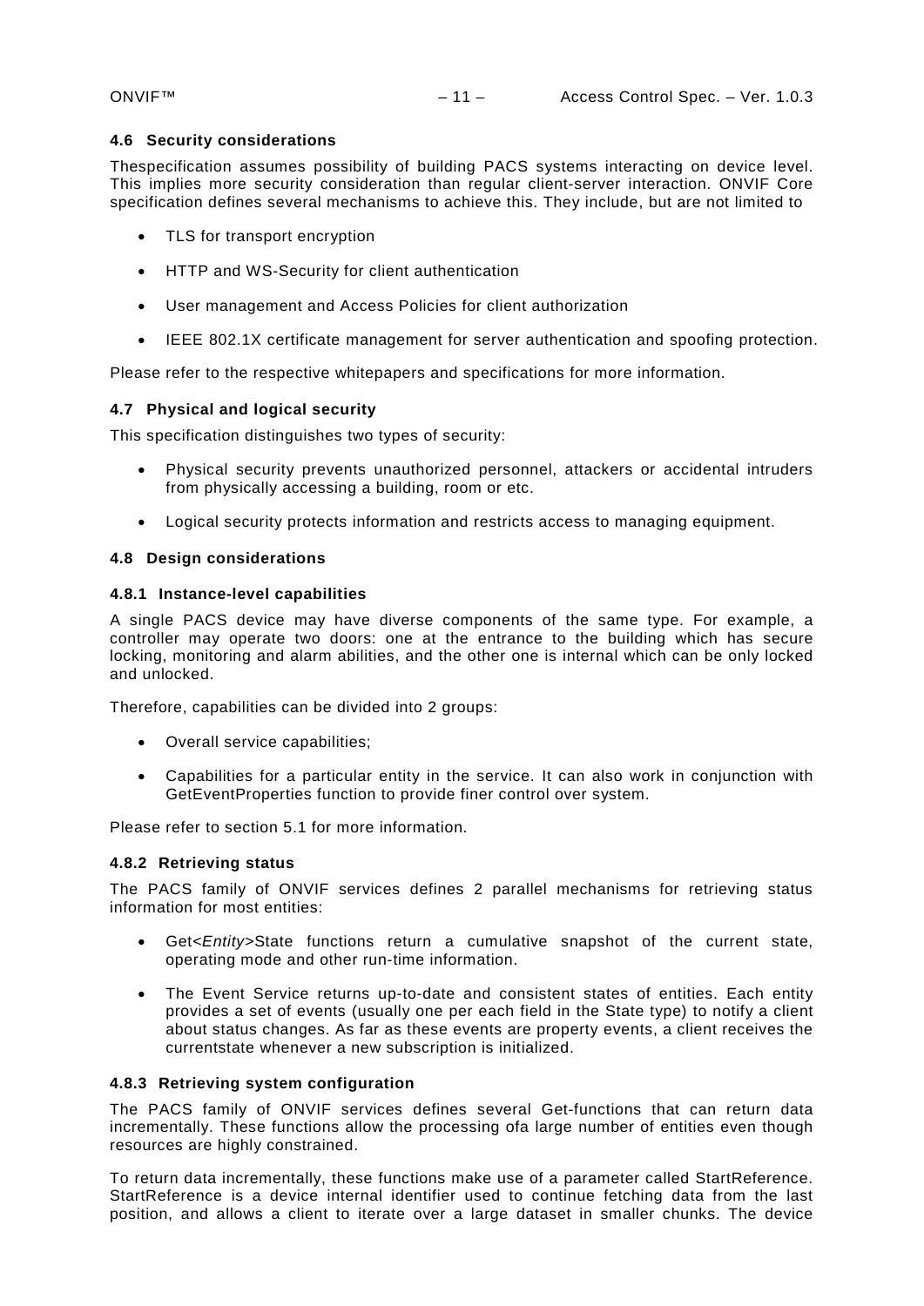## 4.6 Security considerations

Thespecification assumes possibility of building PACS systems interacting on device level. This implies more security consideration than regular client-server interaction. ONVIF Core specification defines several mechanisms to achieve this. They include, but are not limited to

- TLS for transport encryption
- HTTP and WS-Security for client authentication
- User management and Access Policies for client authorization
- IEEE 802.1X certificate management for server authentication and spoofing protection.

Please refer to the respective whitepapers and specifications for more information.

## 4.7 Physical and logical security

This specification distinguishes two types of security:

- Physical security prevents unauthorized personnel, attackers or accidental intruders from physically accessing a building, room or etc.
- Logical security protects information and restricts access to managing equipment.

## 4.8 Design considerations

### 4.8.1 Instance-level capabilities

A single PACS device may have diverse components of the same type. For example, a controller may operate two doors: one at the entrance to the building which has secure locking, monitoring and alarm abilities, and the other one is internal which can be only locked and unlocked.

Therefore, capabilities can be divided into 2 groups:

- Overall service capabilities;
- Capabilities for a particular entity in the service. It can also work in conjunction with GetEventProperties function to provide finer control over system.

Please refer to section 5.1 for more information.

### 4.8.2 Retrieving status

The PACS family of ONVIF services defines 2 parallel mechanisms for retrieving status information for most entities:

- Get<*Entity*>State functions return a cumulative snapshot of the current state, operating mode and other run-time information.
- The Event Service returns up-to-date and consistent states of entities. Each entity provides a set of events (usually one per each field in the State type) to notify a client about status changes. As far as these events are property events, a client receives the currentstate whenever a new subscription is initialized.

### 4.8.3 Retrieving system configuration

The PACS family of ONVIF services defines several Get-functions that can return data incrementally. These functions allow the processing ofa large number of entities even though resources are highly constrained.

To return data incrementally, these functions make use of a parameter called StartReference. StartReference is a device internal identifier used to continue fetching data from the last position, and allows a client to iterate over a large dataset in smaller chunks. The device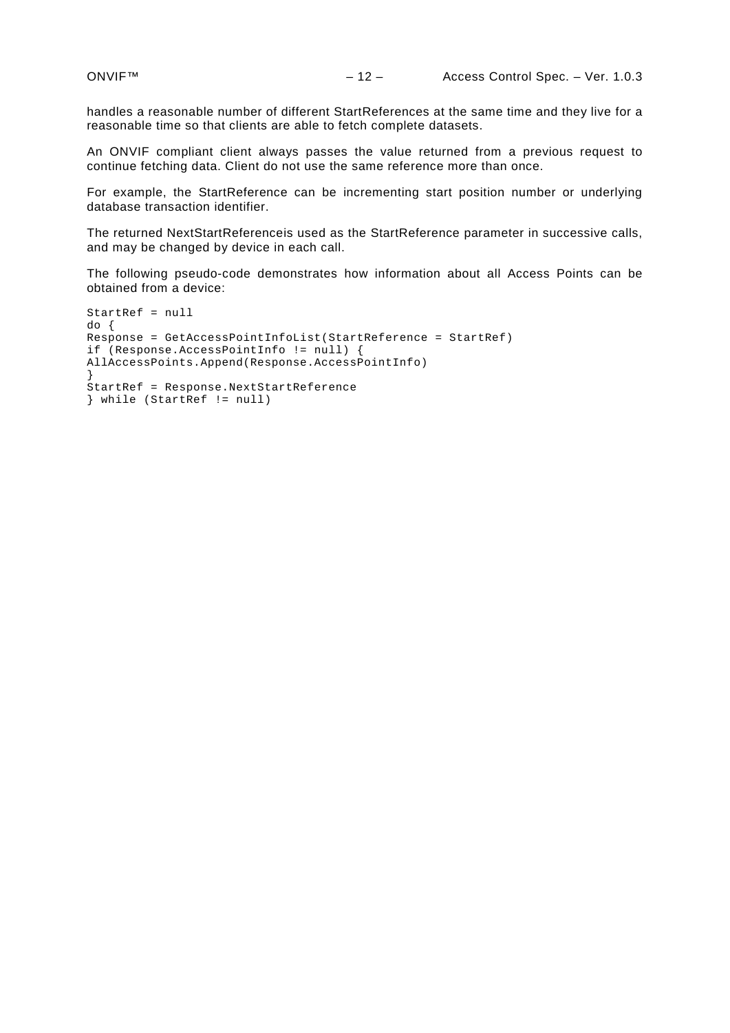handles a reasonable number of different StartReferences at the same time and they live for a reasonable time so that clients are able to fetch complete datasets.

An ONVIF compliant client always passes the value returned from a previous request to continue fetching data. Client do not use the same reference more than once.

For example, the StartReference can be incrementing start position number or underlying database transaction identifier.

The returned NextStartReferenceis used as the StartReference parameter in successive calls, and may be changed by device in each call.

The following pseudo-code demonstrates how information about all Access Points can be obtained from a device:

```
StartRef = null
do {
Response = GetAccessPointInfoList(StartReference = StartRef)
if (Response.AccessPointInfo != null) {
AllAccessPoints.Append(Response.AccessPointInfo)
}
StartRef = Response.NextStartReference
} while (StartRef != null)
```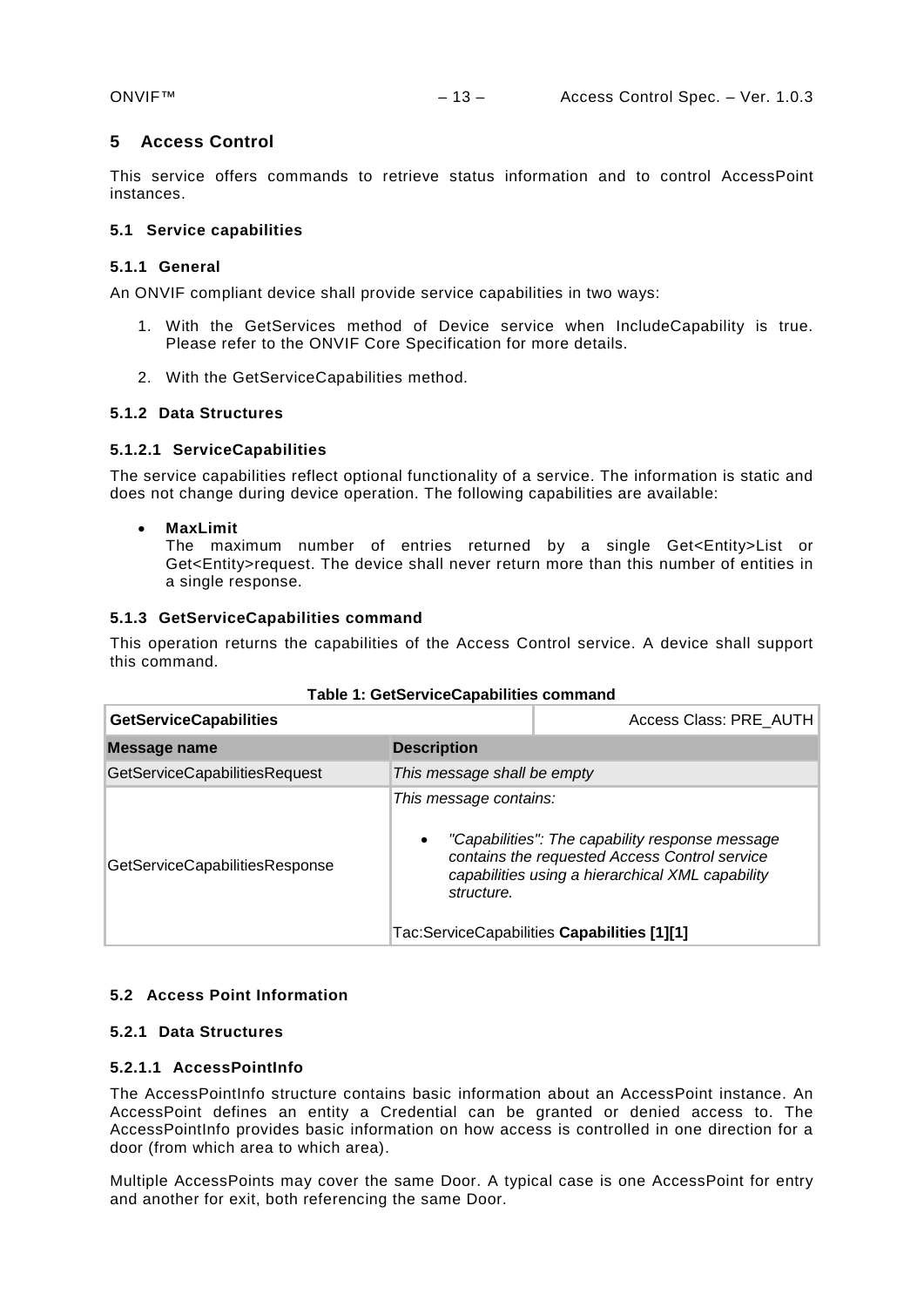# 5 Access Control

This service offers commands to retrieve status information and to control AccessPoint instances.

## 5.1 Service capabilities

### 5.1.1 General

An ONVIF compliant device shall provide service capabilities in two ways:

1. With the GetServices method of Device service when IncludeCapability is true. Please refer to the ONVIF Core Specification for more details.
2. With the GetServiceCapabilities method.

### 5.1.2 Data Structures

#### 5.1.2.1 ServiceCapabilities

The service capabilities reflect optional functionality of a service. The information is static and does not change during device operation. The following capabilities are available:

- **MaxLimit**
  The maximum number of entries returned by a single Get<Entity>List or Get<Entity>request. The device shall never return more than this number of entities in a single response.

### 5.1.3 GetServiceCapabilities command

This operation returns the capabilities of the Access Control service. A device shall support this command.

**Table 1: GetServiceCapabilities command**

| **GetServiceCapabilities** | Access Class: PRE_AUTH |
|---|---|
| **Message name** | **Description** |
| GetServiceCapabilitiesRequest | *This message shall be empty* |
| GetServiceCapabilitiesResponse | *This message contains:*<br><br>• *"Capabilities": The capability response message contains the requested Access Control service capabilities using a hierarchical XML capability structure.*<br><br>Tac:ServiceCapabilities **Capabilities [1][1]** |

## 5.2 Access Point Information

### 5.2.1 Data Structures

#### 5.2.1.1 AccessPointInfo

The AccessPointInfo structure contains basic information about an AccessPoint instance. An AccessPoint defines an entity a Credential can be granted or denied access to. The AccessPointInfo provides basic information on how access is controlled in one direction for a door (from which area to which area).

Multiple AccessPoints may cover the same Door. A typical case is one AccessPoint for entry and another for exit, both referencing the same Door.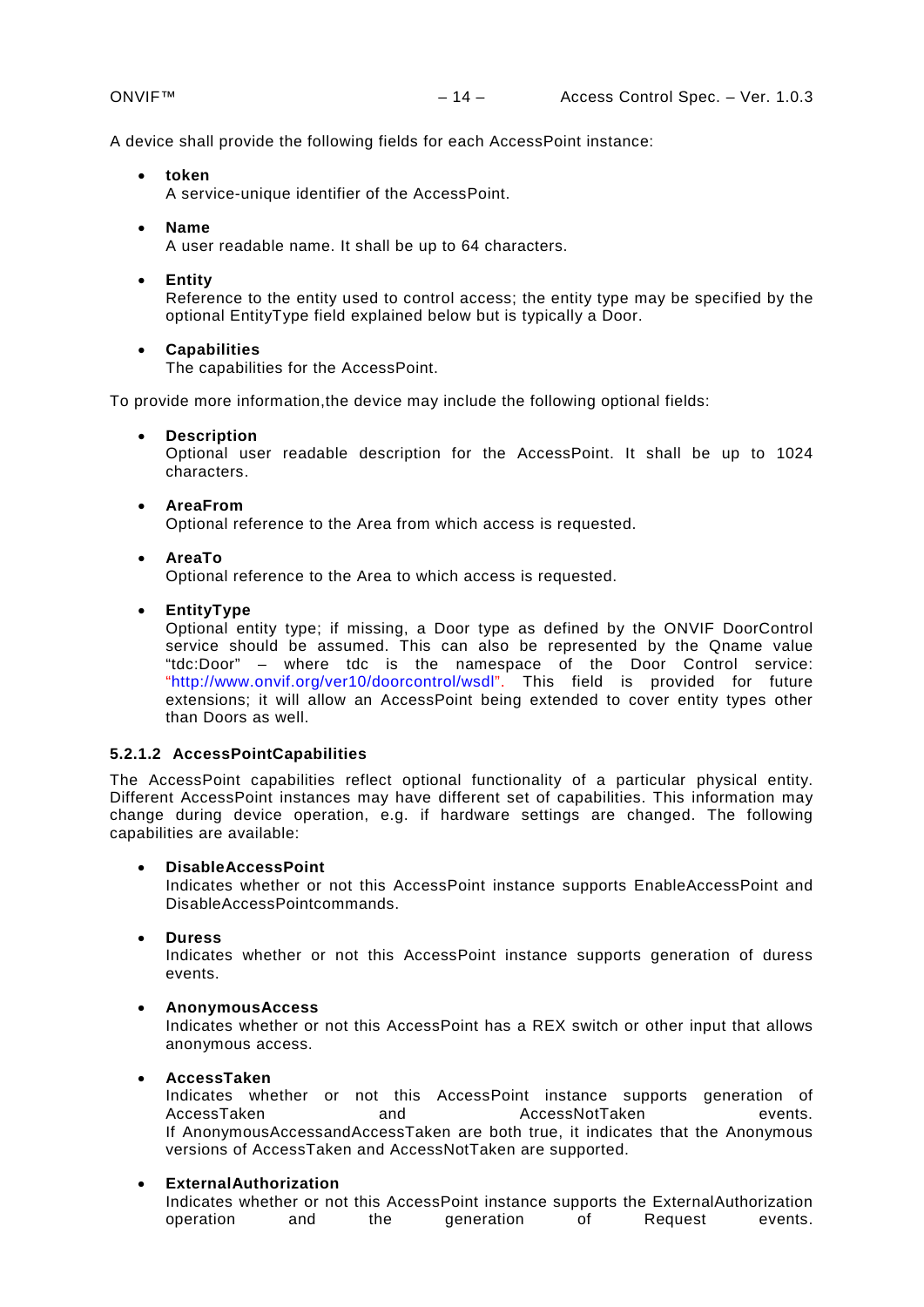A device shall provide the following fields for each AccessPoint instance:

- **token**
  A service-unique identifier of the AccessPoint.

- **Name**
  A user readable name. It shall be up to 64 characters.

- **Entity**
  Reference to the entity used to control access; the entity type may be specified by the optional EntityType field explained below but is typically a Door.

- **Capabilities**
  The capabilities for the AccessPoint.

To provide more information,the device may include the following optional fields:

- **Description**
  Optional user readable description for the AccessPoint. It shall be up to 1024 characters.

- **AreaFrom**
  Optional reference to the Area from which access is requested.

- **AreaTo**
  Optional reference to the Area to which access is requested.

- **EntityType**
  Optional entity type; if missing, a Door type as defined by the ONVIF DoorControl service should be assumed. This can also be represented by the Qname value “tdc:Door” – where tdc is the namespace of the Door Control service: “http://www.onvif.org/ver10/doorcontrol/wsdl”. This field is provided for future extensions; it will allow an AccessPoint being extended to cover entity types other than Doors as well.

#### 5.2.1.2 AccessPointCapabilities

The AccessPoint capabilities reflect optional functionality of a particular physical entity. Different AccessPoint instances may have different set of capabilities. This information may change during device operation, e.g. if hardware settings are changed. The following capabilities are available:

- **DisableAccessPoint**
  Indicates whether or not this AccessPoint instance supports EnableAccessPoint and DisableAccessPointcommands.

- **Duress**
  Indicates whether or not this AccessPoint instance supports generation of duress events.

- **AnonymousAccess**
  Indicates whether or not this AccessPoint has a REX switch or other input that allows anonymous access.

- **AccessTaken**
  Indicates whether or not this AccessPoint instance supports generation of AccessTaken and AccessNotTaken events.
  If AnonymousAccessandAccessTaken are both true, it indicates that the Anonymous versions of AccessTaken and AccessNotTaken are supported.

- **ExternalAuthorization**
  Indicates whether or not this AccessPoint instance supports the ExternalAuthorization operation and the generation of Request events.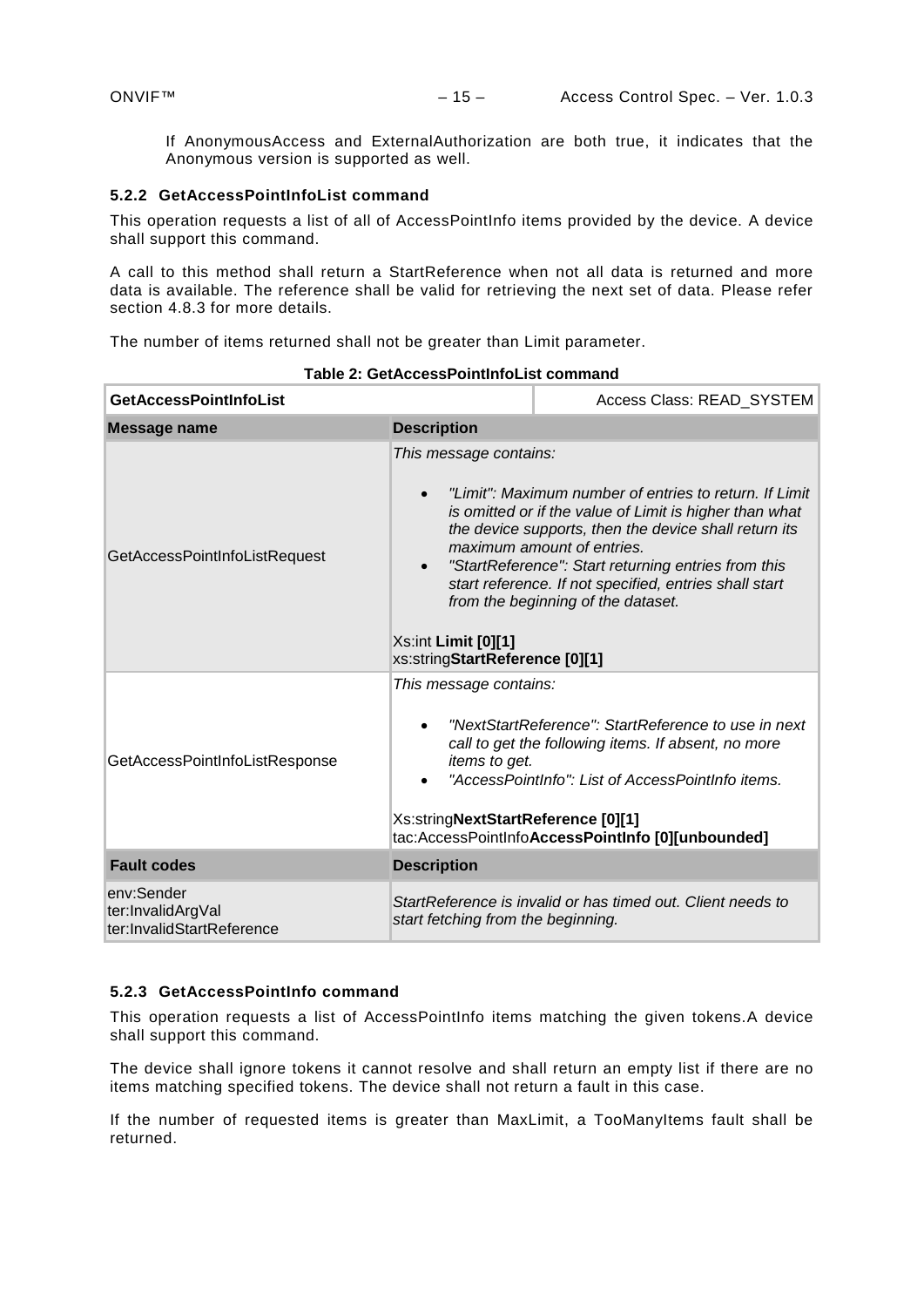If AnonymousAccess and ExternalAuthorization are both true, it indicates that the Anonymous version is supported as well.

### 5.2.2 GetAccessPointInfoList command

This operation requests a list of all of AccessPointInfo items provided by the device. A device shall support this command.

A call to this method shall return a StartReference when not all data is returned and more data is available. The reference shall be valid for retrieving the next set of data. Please refer section 4.8.3 for more details.

The number of items returned shall not be greater than Limit parameter.

**Table 2: GetAccessPointInfoList command**

| **GetAccessPointInfoList** | Access Class: READ_SYSTEM |
|---|---|
| **Message name** | **Description** |
| GetAccessPointInfoListRequest | *This message contains:*<br>• *"Limit": Maximum number of entries to return. If Limit is omitted or if the value of Limit is higher than what the device supports, then the device shall return its maximum amount of entries.*<br>• *"StartReference": Start returning entries from this start reference. If not specified, entries shall start from the beginning of the dataset.*<br><br>Xs:int **Limit [0][1]**<br>xs:string**StartReference [0][1]** |
| GetAccessPointInfoListResponse | *This message contains:*<br>• *"NextStartReference": StartReference to use in next call to get the following items. If absent, no more items to get.*<br>• *"AccessPointInfo": List of AccessPointInfo items.*<br><br>Xs:string**NextStartReference [0][1]**<br>tac:AccessPointInfo**AccessPointInfo [0][unbounded]** |
| **Fault codes** | **Description** |
| env:Sender<br>ter:InvalidArgVal<br>ter:InvalidStartReference | *StartReference is invalid or has timed out. Client needs to start fetching from the beginning.* |

### 5.2.3 GetAccessPointInfo command

This operation requests a list of AccessPointInfo items matching the given tokens.A device shall support this command.

The device shall ignore tokens it cannot resolve and shall return an empty list if there are no items matching specified tokens. The device shall not return a fault in this case.

If the number of requested items is greater than MaxLimit, a TooManyItems fault shall be returned.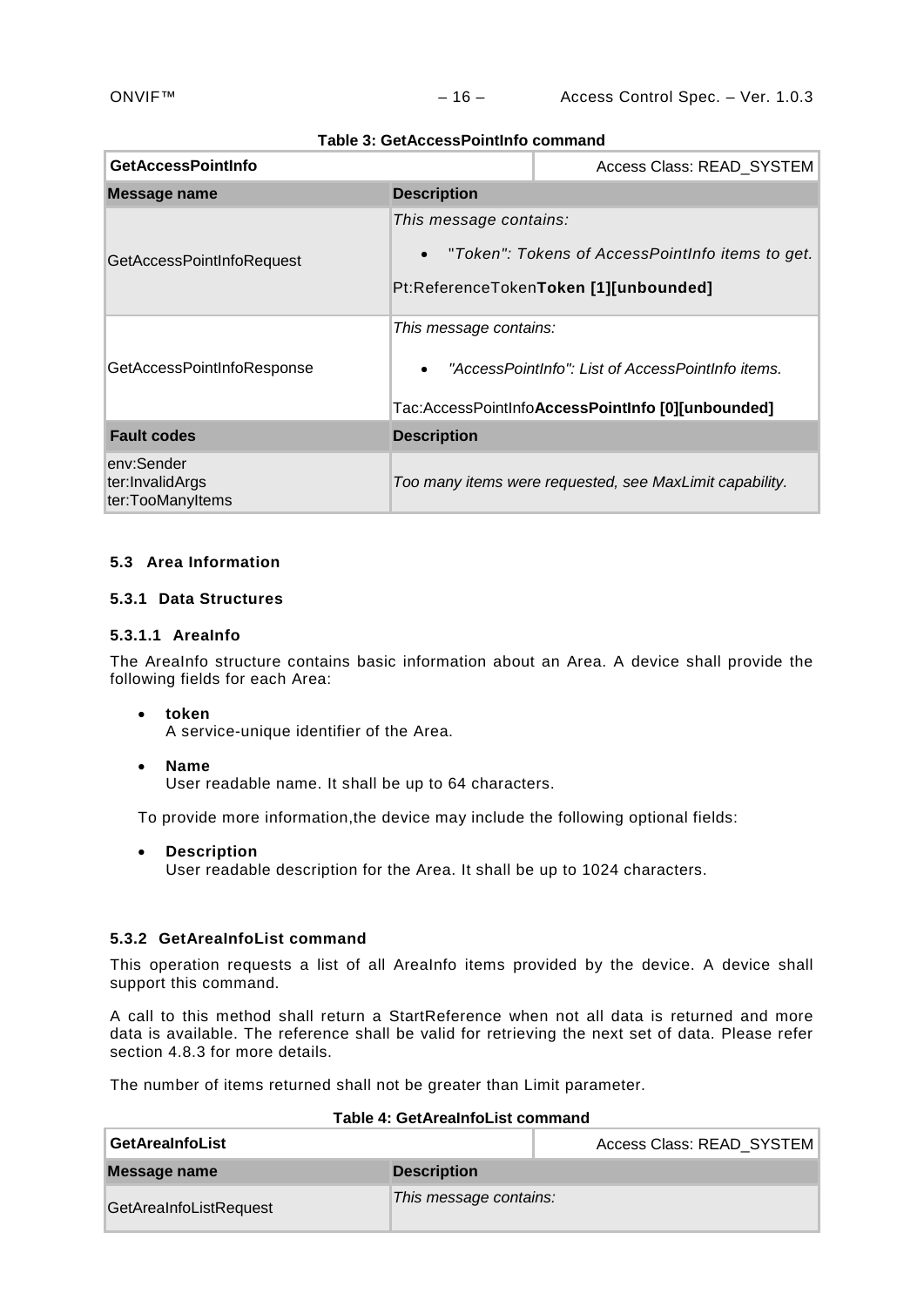**Table 3: GetAccessPointInfo command**

| **GetAccessPointInfo** | | Access Class: READ_SYSTEM |
|---|---|---|
| **Message name** | **Description** | |
| GetAccessPointInfoRequest | *This message contains:*<br>• *"Token": Tokens of AccessPointInfo items to get.*<br>Pt:ReferenceToken**Token [1][unbounded]** | |
| GetAccessPointInfoResponse | *This message contains:*<br>• *"AccessPointInfo": List of AccessPointInfo items.*<br>Tac:AccessPointInfo**AccessPointInfo [0][unbounded]** | |
| **Fault codes** | **Description** | |
| env:Sender<br>ter:InvalidArgs<br>ter:TooManyItems | *Too many items were requested, see MaxLimit capability.* | |

### 5.3 Area Information

#### 5.3.1 Data Structures

##### 5.3.1.1 AreaInfo

The AreaInfo structure contains basic information about an Area. A device shall provide the following fields for each Area:

- **token**
  A service-unique identifier of the Area.
- **Name**
  User readable name. It shall be up to 64 characters.

To provide more information,the device may include the following optional fields:

- **Description**
  User readable description for the Area. It shall be up to 1024 characters.

#### 5.3.2 GetAreaInfoList command

This operation requests a list of all AreaInfo items provided by the device. A device shall support this command.

A call to this method shall return a StartReference when not all data is returned and more data is available. The reference shall be valid for retrieving the next set of data. Please refer section 4.8.3 for more details.

The number of items returned shall not be greater than Limit parameter.

**Table 4: GetAreaInfoList command**

| **GetAreaInfoList** | | Access Class: READ_SYSTEM |
|---|---|---|
| **Message name** | **Description** | |
| GetAreaInfoListRequest | *This message contains:* | |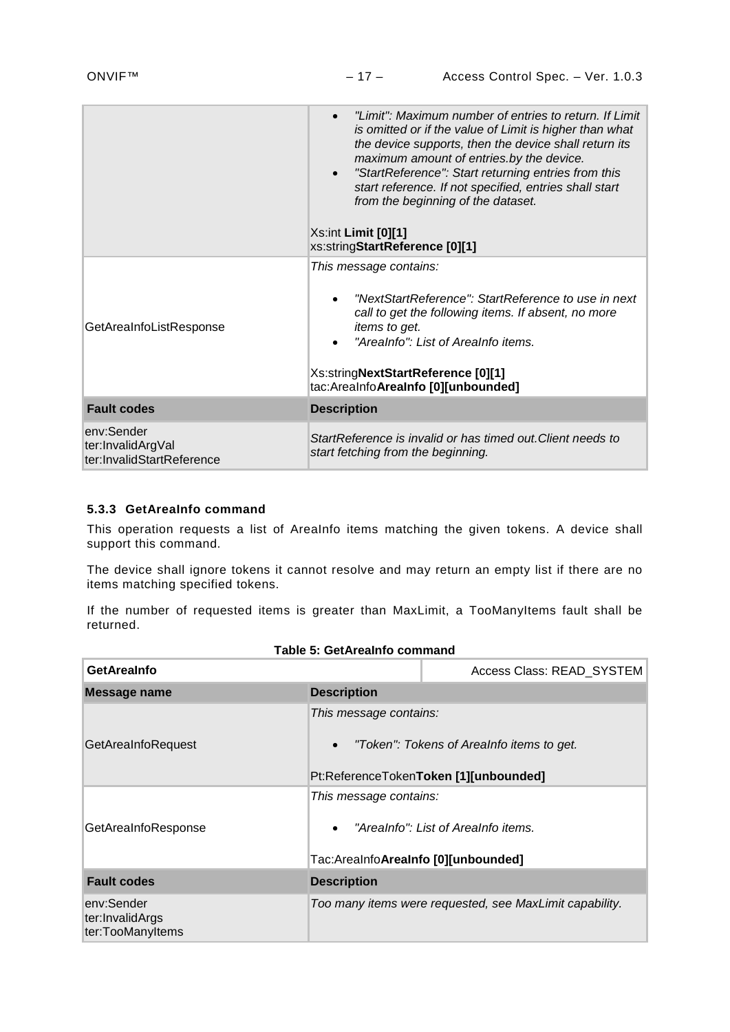| | |
|---|---|
| | • *"Limit": Maximum number of entries to return. If Limit is omitted or if the value of Limit is higher than what the device supports, then the device shall return its maximum amount of entries.by the device.*<br>• *"StartReference": Start returning entries from this start reference. If not specified, entries shall start from the beginning of the dataset.*<br><br>Xs:int **Limit [0][1]**<br>xs:string**StartReference [0][1]** |
| GetAreaInfoListResponse | *This message contains:*<br><br>• *"NextStartReference": StartReference to use in next call to get the following items. If absent, no more items to get.*<br>• *"AreaInfo": List of AreaInfo items.*<br><br>Xs:string**NextStartReference [0][1]**<br>tac:AreaInfo**AreaInfo [0][unbounded]** |
| **Fault codes** | **Description** |
| env:Sender<br>ter:InvalidArgVal<br>ter:InvalidStartReference | *StartReference is invalid or has timed out.Client needs to start fetching from the beginning.* |

### 5.3.3 GetAreaInfo command

This operation requests a list of AreaInfo items matching the given tokens. A device shall support this command.

The device shall ignore tokens it cannot resolve and may return an empty list if there are no items matching specified tokens.

If the number of requested items is greater than MaxLimit, a TooManyItems fault shall be returned.

**Table 5: GetAreaInfo command**

| **GetAreaInfo** | Access Class: READ_SYSTEM |
|---|---|
| **Message name** | **Description** |
| GetAreaInfoRequest | *This message contains:*<br><br>• *"Token": Tokens of AreaInfo items to get.*<br><br>Pt:ReferenceToken**Token [1][unbounded]** |
| GetAreaInfoResponse | *This message contains:*<br><br>• *"AreaInfo": List of AreaInfo items.*<br><br>Tac:AreaInfo**AreaInfo [0][unbounded]** |
| **Fault codes** | **Description** |
| env:Sender<br>ter:InvalidArgs<br>ter:TooManyItems | *Too many items were requested, see MaxLimit capability.* |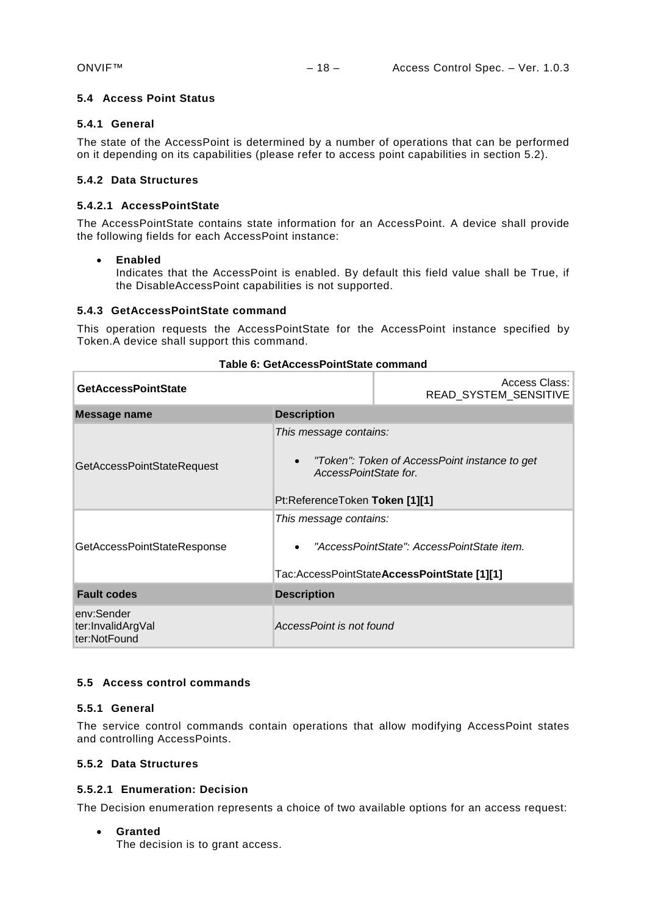### 5.4 Access Point Status

#### 5.4.1 General

The state of the AccessPoint is determined by a number of operations that can be performed on it depending on its capabilities (please refer to access point capabilities in section 5.2).

#### 5.4.2 Data Structures

##### 5.4.2.1 AccessPointState

The AccessPointState contains state information for an AccessPoint. A device shall provide the following fields for each AccessPoint instance:

- **Enabled**
  Indicates that the AccessPoint is enabled. By default this field value shall be True, if the DisableAccessPoint capabilities is not supported.

#### 5.4.3 GetAccessPointState command

This operation requests the AccessPointState for the AccessPoint instance specified by Token.A device shall support this command.

**Table 6: GetAccessPointState command**

| **GetAccessPointState** | Access Class: READ_SYSTEM_SENSITIVE |
|---|---|
| **Message name** | **Description** |
| GetAccessPointStateRequest | *This message contains:*<br>• *"Token": Token of AccessPoint instance to get AccessPointState for.*<br>Pt:ReferenceToken **Token [1][1]** |
| GetAccessPointStateResponse | *This message contains:*<br>• *"AccessPointState": AccessPointState item.*<br>Tac:AccessPointState**AccessPointState [1][1]** |
| **Fault codes** | **Description** |
| env:Sender<br>ter:InvalidArgVal<br>ter:NotFound | *AccessPoint is not found* |

### 5.5 Access control commands

#### 5.5.1 General

The service control commands contain operations that allow modifying AccessPoint states and controlling AccessPoints.

#### 5.5.2 Data Structures

##### 5.5.2.1 Enumeration: Decision

The Decision enumeration represents a choice of two available options for an access request:

- **Granted**
  The decision is to grant access.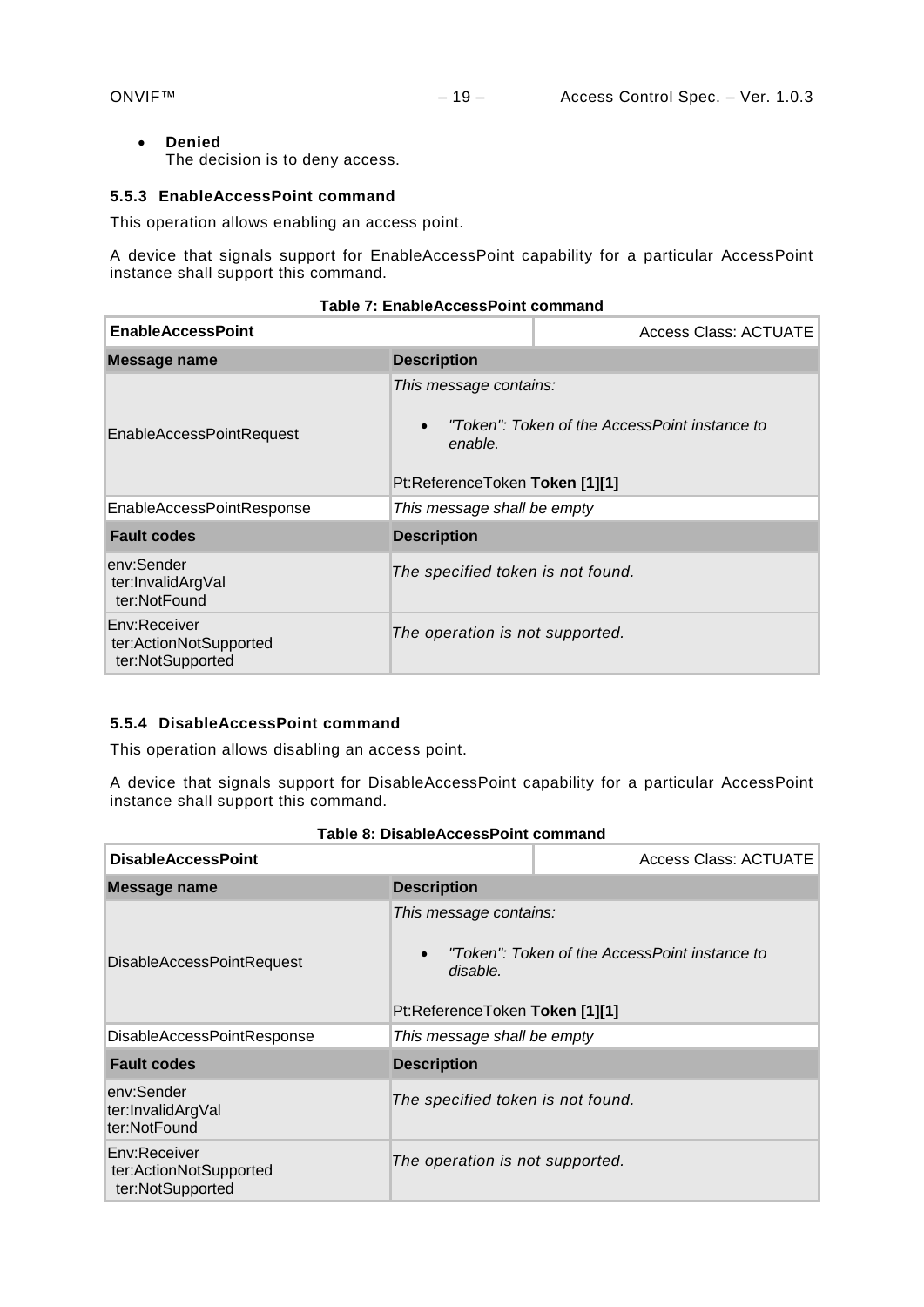- **Denied**
  The decision is to deny access.

### 5.5.3 EnableAccessPoint command

This operation allows enabling an access point.

A device that signals support for EnableAccessPoint capability for a particular AccessPoint instance shall support this command.

**Table 7: EnableAccessPoint command**

| **EnableAccessPoint** | | Access Class: ACTUATE |
|---|---|---|
| **Message name** | **Description** | |
| EnableAccessPointRequest | *This message contains:*<br>• *"Token": Token of the AccessPoint instance to enable.*<br><br>Pt:ReferenceToken **Token [1][1]** | |
| EnableAccessPointResponse | *This message shall be empty* | |
| **Fault codes** | **Description** | |
| env:Sender<br>ter:InvalidArgVal<br>ter:NotFound | *The specified token is not found.* | |
| Env:Receiver<br>ter:ActionNotSupported<br>ter:NotSupported | *The operation is not supported.* | |

### 5.5.4 DisableAccessPoint command

This operation allows disabling an access point.

A device that signals support for DisableAccessPoint capability for a particular AccessPoint instance shall support this command.

**Table 8: DisableAccessPoint command**

| **DisableAccessPoint** | | Access Class: ACTUATE |
|---|---|---|
| **Message name** | **Description** | |
| DisableAccessPointRequest | *This message contains:*<br>• *"Token": Token of the AccessPoint instance to disable.*<br><br>Pt:ReferenceToken **Token [1][1]** | |
| DisableAccessPointResponse | *This message shall be empty* | |
| **Fault codes** | **Description** | |
| env:Sender<br>ter:InvalidArgVal<br>ter:NotFound | *The specified token is not found.* | |
| Env:Receiver<br>ter:ActionNotSupported<br>ter:NotSupported | *The operation is not supported.* | |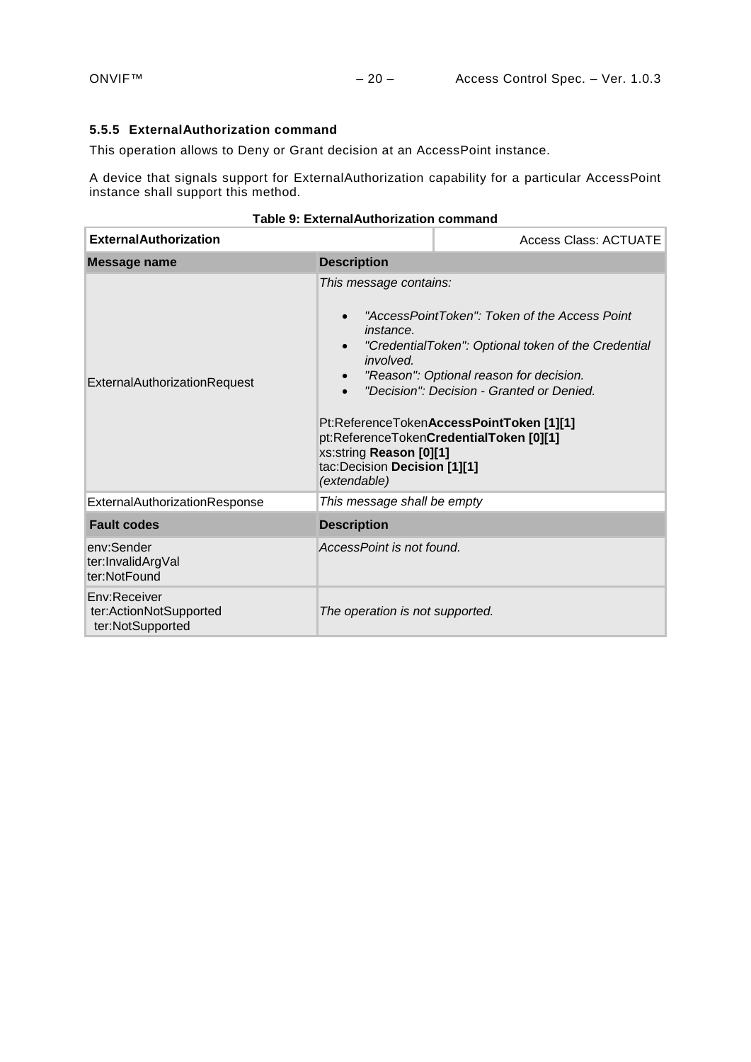### 5.5.5 ExternalAuthorization command

This operation allows to Deny or Grant decision at an AccessPoint instance.

A device that signals support for ExternalAuthorization capability for a particular AccessPoint instance shall support this method.

**Table 9: ExternalAuthorization command**

| **ExternalAuthorization** | | Access Class: ACTUATE |
|---|---|---|
| **Message name** | **Description** | |
| ExternalAuthorizationRequest | *This message contains:*<br><br>• *"AccessPointToken": Token of the Access Point instance.*<br>• *"CredentialToken": Optional token of the Credential involved.*<br>• *"Reason": Optional reason for decision.*<br>• *"Decision": Decision - Granted or Denied.*<br><br>Pt:ReferenceToken**AccessPointToken [1][1]**<br>pt:ReferenceToken**CredentialToken [0][1]**<br>xs:string **Reason [0][1]**<br>tac:Decision **Decision [1][1]**<br>*(extendable)* | |
| ExternalAuthorizationResponse | *This message shall be empty* | |
| **Fault codes** | **Description** | |
| env:Sender<br>ter:InvalidArgVal<br>ter:NotFound | *AccessPoint is not found.* | |
| Env:Receiver<br>ter:ActionNotSupported<br>ter:NotSupported | *The operation is not supported.* | |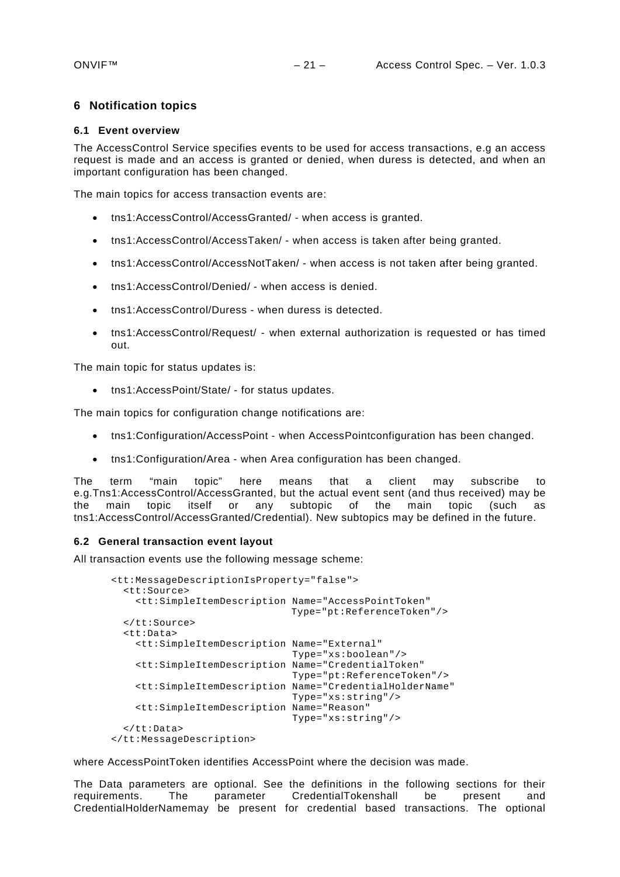## 6 Notification topics

### 6.1 Event overview

The AccessControl Service specifies events to be used for access transactions, e.g an access request is made and an access is granted or denied, when duress is detected, and when an important configuration has been changed.

The main topics for access transaction events are:

- tns1:AccessControl/AccessGranted/ - when access is granted.
- tns1:AccessControl/AccessTaken/ - when access is taken after being granted.
- tns1:AccessControl/AccessNotTaken/ - when access is not taken after being granted.
- tns1:AccessControl/Denied/ - when access is denied.
- tns1:AccessControl/Duress - when duress is detected.
- tns1:AccessControl/Request/ - when external authorization is requested or has timed out.

The main topic for status updates is:

- tns1:AccessPoint/State/ - for status updates.

The main topics for configuration change notifications are:

- tns1:Configuration/AccessPoint - when AccessPointconfiguration has been changed.
- tns1:Configuration/Area - when Area configuration has been changed.

The term "main topic" here means that a client may subscribe to e.g.Tns1:AccessControl/AccessGranted, but the actual event sent (and thus received) may be the main topic itself or any subtopic of the main topic (such as tns1:AccessControl/AccessGranted/Credential). New subtopics may be defined in the future.

### 6.2 General transaction event layout

All transaction events use the following message scheme:

```
<tt:MessageDescriptionIsProperty="false">
  <tt:Source>
    <tt:SimpleItemDescription Name="AccessPointToken"
                              Type="pt:ReferenceToken"/>
  </tt:Source>
  <tt:Data>
    <tt:SimpleItemDescription Name="External"
                              Type="xs:boolean"/>
    <tt:SimpleItemDescription Name="CredentialToken"
                              Type="pt:ReferenceToken"/>
    <tt:SimpleItemDescription Name="CredentialHolderName"
                              Type="xs:string"/>
    <tt:SimpleItemDescription Name="Reason"
                              Type="xs:string"/>
  </tt:Data>
</tt:MessageDescription>
```

where AccessPointToken identifies AccessPoint where the decision was made.

The Data parameters are optional. See the definitions in the following sections for their requirements. The parameter CredentialTokenshall be present and CredentialHolderNamemay be present for credential based transactions. The optional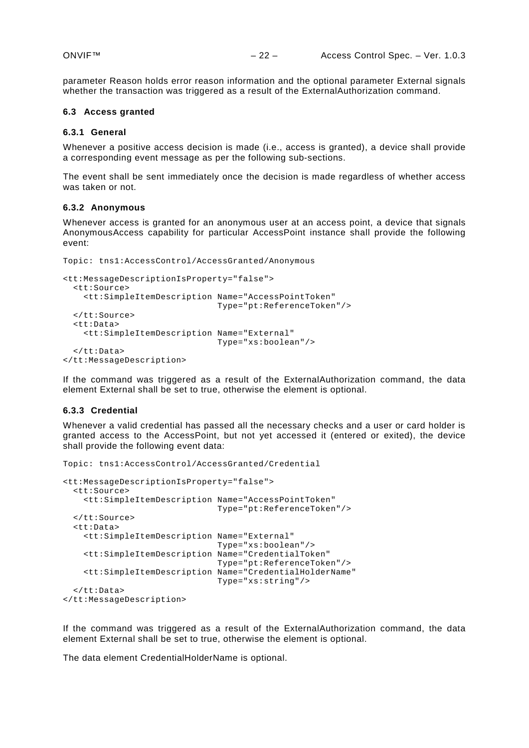parameter Reason holds error reason information and the optional parameter External signals whether the transaction was triggered as a result of the ExternalAuthorization command.

### 6.3 Access granted

#### 6.3.1 General

Whenever a positive access decision is made (i.e., access is granted), a device shall provide a corresponding event message as per the following sub-sections.

The event shall be sent immediately once the decision is made regardless of whether access was taken or not.

#### 6.3.2 Anonymous

Whenever access is granted for an anonymous user at an access point, a device that signals AnonymousAccess capability for particular AccessPoint instance shall provide the following event:

```
Topic: tns1:AccessControl/AccessGranted/Anonymous

<tt:MessageDescriptionIsProperty="false">
  <tt:Source>
    <tt:SimpleItemDescription Name="AccessPointToken"
                              Type="pt:ReferenceToken"/>
  </tt:Source>
  <tt:Data>
    <tt:SimpleItemDescription Name="External"
                              Type="xs:boolean"/>
  </tt:Data>
</tt:MessageDescription>
```

If the command was triggered as a result of the ExternalAuthorization command, the data element External shall be set to true, otherwise the element is optional.

#### 6.3.3 Credential

Whenever a valid credential has passed all the necessary checks and a user or card holder is granted access to the AccessPoint, but not yet accessed it (entered or exited), the device shall provide the following event data:

```
Topic: tns1:AccessControl/AccessGranted/Credential

<tt:MessageDescriptionIsProperty="false">
  <tt:Source>
    <tt:SimpleItemDescription Name="AccessPointToken"
                              Type="pt:ReferenceToken"/>
  </tt:Source>
  <tt:Data>
    <tt:SimpleItemDescription Name="External"
                              Type="xs:boolean"/>
    <tt:SimpleItemDescription Name="CredentialToken"
                              Type="pt:ReferenceToken"/>
    <tt:SimpleItemDescription Name="CredentialHolderName"
                              Type="xs:string"/>
  </tt:Data>
</tt:MessageDescription>
```

If the command was triggered as a result of the ExternalAuthorization command, the data element External shall be set to true, otherwise the element is optional.

The data element CredentialHolderName is optional.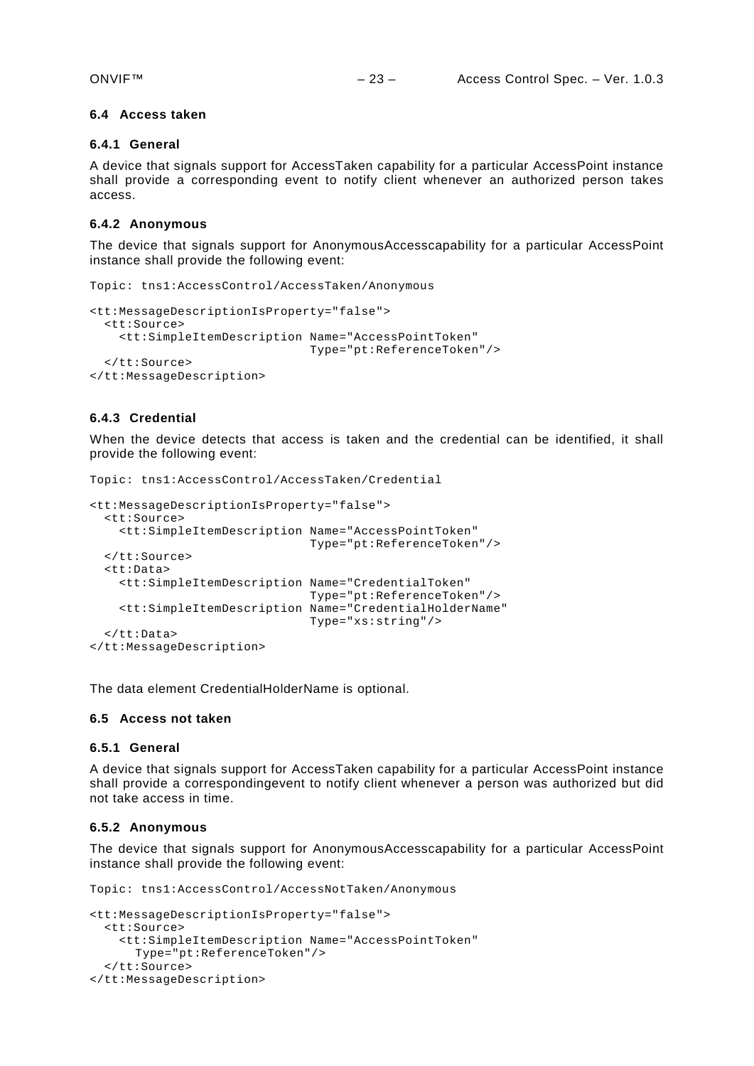### 6.4 Access taken

#### 6.4.1 General

A device that signals support for AccessTaken capability for a particular AccessPoint instance shall provide a corresponding event to notify client whenever an authorized person takes access.

#### 6.4.2 Anonymous

The device that signals support for AnonymousAccesscapability for a particular AccessPoint instance shall provide the following event:

```
Topic: tns1:AccessControl/AccessTaken/Anonymous

<tt:MessageDescriptionIsProperty="false">
  <tt:Source>
    <tt:SimpleItemDescription Name="AccessPointToken"
                              Type="pt:ReferenceToken"/>
  </tt:Source>
</tt:MessageDescription>
```

#### 6.4.3 Credential

When the device detects that access is taken and the credential can be identified, it shall provide the following event:

```
Topic: tns1:AccessControl/AccessTaken/Credential

<tt:MessageDescriptionIsProperty="false">
  <tt:Source>
    <tt:SimpleItemDescription Name="AccessPointToken"
                              Type="pt:ReferenceToken"/>
  </tt:Source>
  <tt:Data>
    <tt:SimpleItemDescription Name="CredentialToken"
                              Type="pt:ReferenceToken"/>
    <tt:SimpleItemDescription Name="CredentialHolderName"
                              Type="xs:string"/>
  </tt:Data>
</tt:MessageDescription>
```

The data element CredentialHolderName is optional.

### 6.5 Access not taken

#### 6.5.1 General

A device that signals support for AccessTaken capability for a particular AccessPoint instance shall provide a correspondingevent to notify client whenever a person was authorized but did not take access in time.

#### 6.5.2 Anonymous

The device that signals support for AnonymousAccesscapability for a particular AccessPoint instance shall provide the following event:

```
Topic: tns1:AccessControl/AccessNotTaken/Anonymous

<tt:MessageDescriptionIsProperty="false">
  <tt:Source>
    <tt:SimpleItemDescription Name="AccessPointToken"
      Type="pt:ReferenceToken"/>
  </tt:Source>
</tt:MessageDescription>
```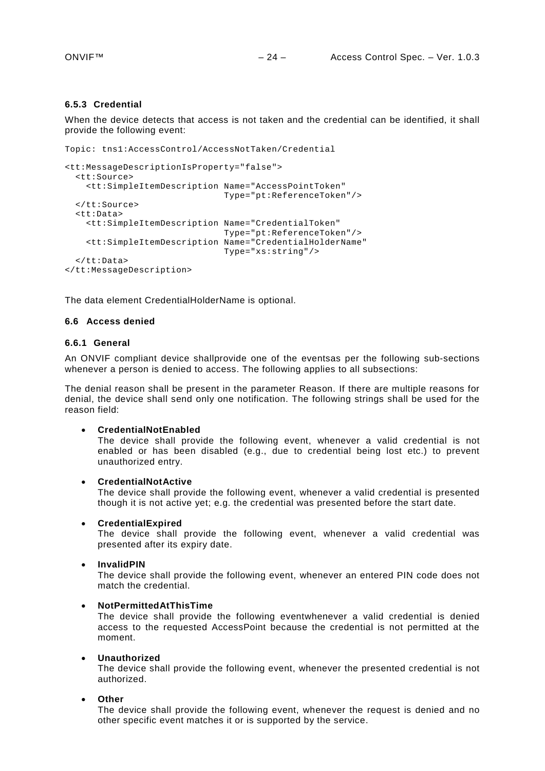### 6.5.3 Credential

When the device detects that access is not taken and the credential can be identified, it shall provide the following event:

```
Topic: tns1:AccessControl/AccessNotTaken/Credential

<tt:MessageDescriptionIsProperty="false">
  <tt:Source>
    <tt:SimpleItemDescription Name="AccessPointToken"
                              Type="pt:ReferenceToken"/>
  </tt:Source>
  <tt:Data>
    <tt:SimpleItemDescription Name="CredentialToken"
                              Type="pt:ReferenceToken"/>
    <tt:SimpleItemDescription Name="CredentialHolderName"
                              Type="xs:string"/>
  </tt:Data>
</tt:MessageDescription>
```

The data element CredentialHolderName is optional.

## 6.6 Access denied

### 6.6.1 General

An ONVIF compliant device shallprovide one of the eventsas per the following sub-sections whenever a person is denied to access. The following applies to all subsections:

The denial reason shall be present in the parameter Reason. If there are multiple reasons for denial, the device shall send only one notification. The following strings shall be used for the reason field:

- **CredentialNotEnabled**
  The device shall provide the following event, whenever a valid credential is not enabled or has been disabled (e.g., due to credential being lost etc.) to prevent unauthorized entry.

- **CredentialNotActive**
  The device shall provide the following event, whenever a valid credential is presented though it is not active yet; e.g. the credential was presented before the start date.

- **CredentialExpired**
  The device shall provide the following event, whenever a valid credential was presented after its expiry date.

- **InvalidPIN**
  The device shall provide the following event, whenever an entered PIN code does not match the credential.

- **NotPermittedAtThisTime**
  The device shall provide the following eventwhenever a valid credential is denied access to the requested AccessPoint because the credential is not permitted at the moment.

- **Unauthorized**
  The device shall provide the following event, whenever the presented credential is not authorized.

- **Other**
  The device shall provide the following event, whenever the request is denied and no other specific event matches it or is supported by the service.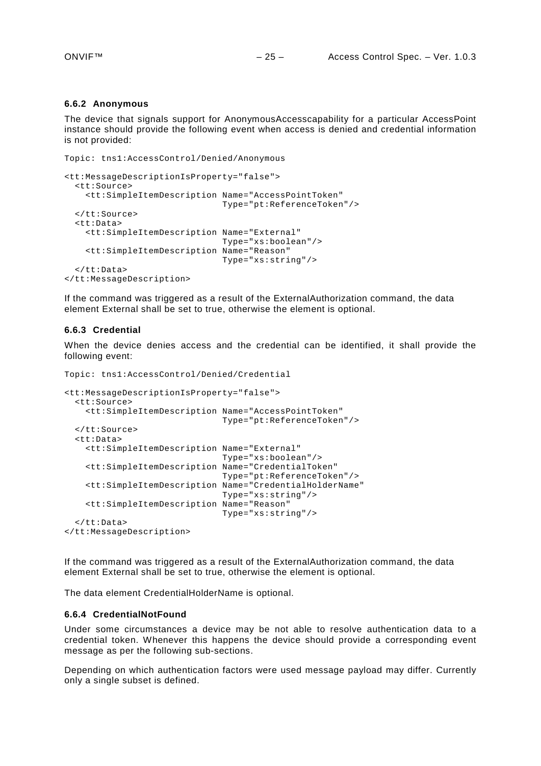### 6.6.2 Anonymous

The device that signals support for AnonymousAccesscapability for a particular AccessPoint instance should provide the following event when access is denied and credential information is not provided:

```
Topic: tns1:AccessControl/Denied/Anonymous

<tt:MessageDescriptionIsProperty="false">
  <tt:Source>
    <tt:SimpleItemDescription Name="AccessPointToken"
                              Type="pt:ReferenceToken"/>
  </tt:Source>
  <tt:Data>
    <tt:SimpleItemDescription Name="External"
                              Type="xs:boolean"/>
    <tt:SimpleItemDescription Name="Reason"
                              Type="xs:string"/>
  </tt:Data>
</tt:MessageDescription>
```

If the command was triggered as a result of the ExternalAuthorization command, the data element External shall be set to true, otherwise the element is optional.

### 6.6.3 Credential

When the device denies access and the credential can be identified, it shall provide the following event:

```
Topic: tns1:AccessControl/Denied/Credential

<tt:MessageDescriptionIsProperty="false">
  <tt:Source>
    <tt:SimpleItemDescription Name="AccessPointToken"
                              Type="pt:ReferenceToken"/>
  </tt:Source>
  <tt:Data>
    <tt:SimpleItemDescription Name="External"
                              Type="xs:boolean"/>
    <tt:SimpleItemDescription Name="CredentialToken"
                              Type="pt:ReferenceToken"/>
    <tt:SimpleItemDescription Name="CredentialHolderName"
                              Type="xs:string"/>
    <tt:SimpleItemDescription Name="Reason"
                              Type="xs:string"/>
  </tt:Data>
</tt:MessageDescription>
```

If the command was triggered as a result of the ExternalAuthorization command, the data element External shall be set to true, otherwise the element is optional.

The data element CredentialHolderName is optional.

### 6.6.4 CredentialNotFound

Under some circumstances a device may be not able to resolve authentication data to a credential token. Whenever this happens the device should provide a corresponding event message as per the following sub-sections.

Depending on which authentication factors were used message payload may differ. Currently only a single subset is defined.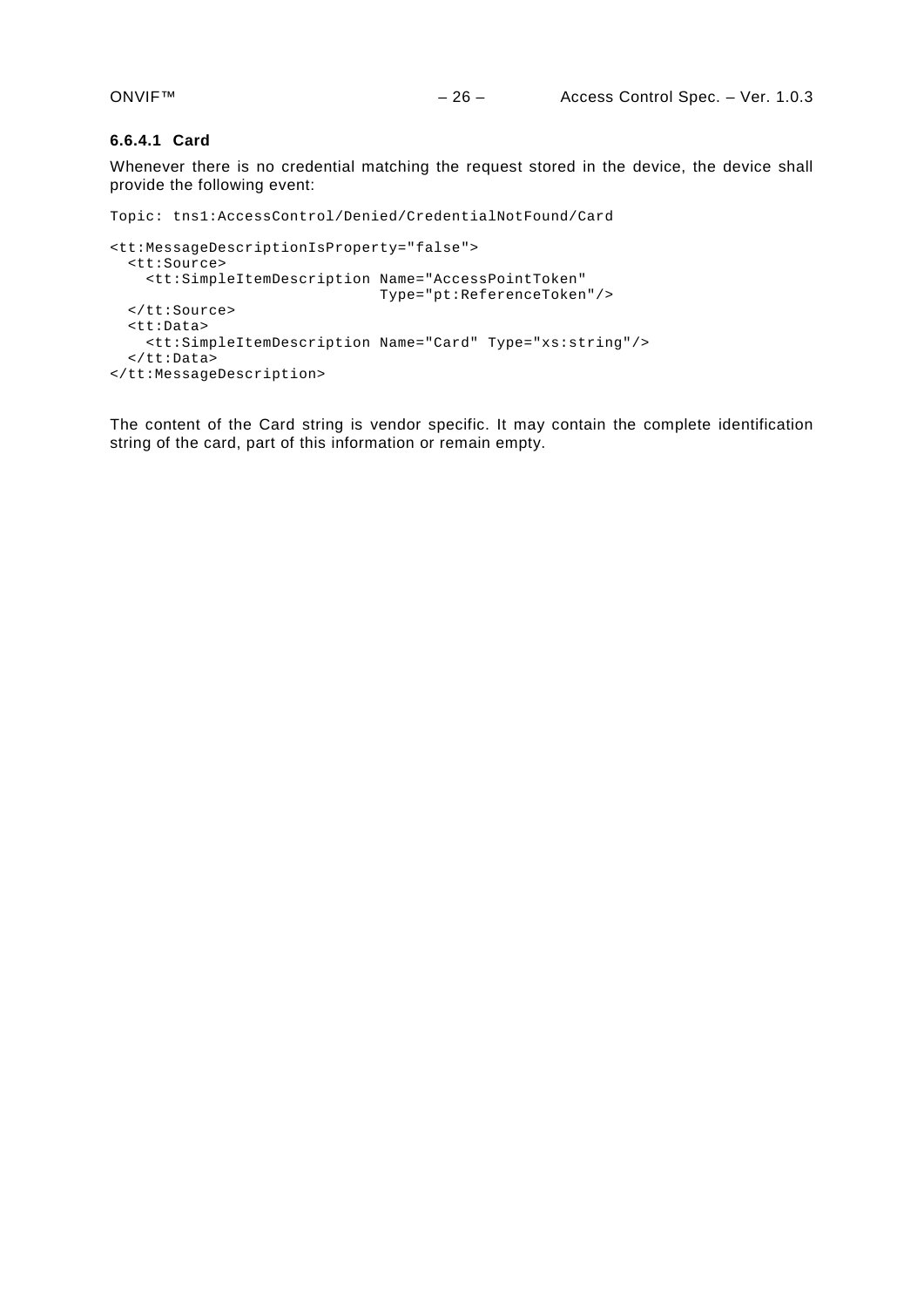#### 6.6.4.1 Card

Whenever there is no credential matching the request stored in the device, the device shall provide the following event:

```
Topic: tns1:AccessControl/Denied/CredentialNotFound/Card

<tt:MessageDescriptionIsProperty="false">
  <tt:Source>
    <tt:SimpleItemDescription Name="AccessPointToken"
                              Type="pt:ReferenceToken"/>
  </tt:Source>
  <tt:Data>
    <tt:SimpleItemDescription Name="Card" Type="xs:string"/>
  </tt:Data>
</tt:MessageDescription>
```

The content of the Card string is vendor specific. It may contain the complete identification string of the card, part of this information or remain empty.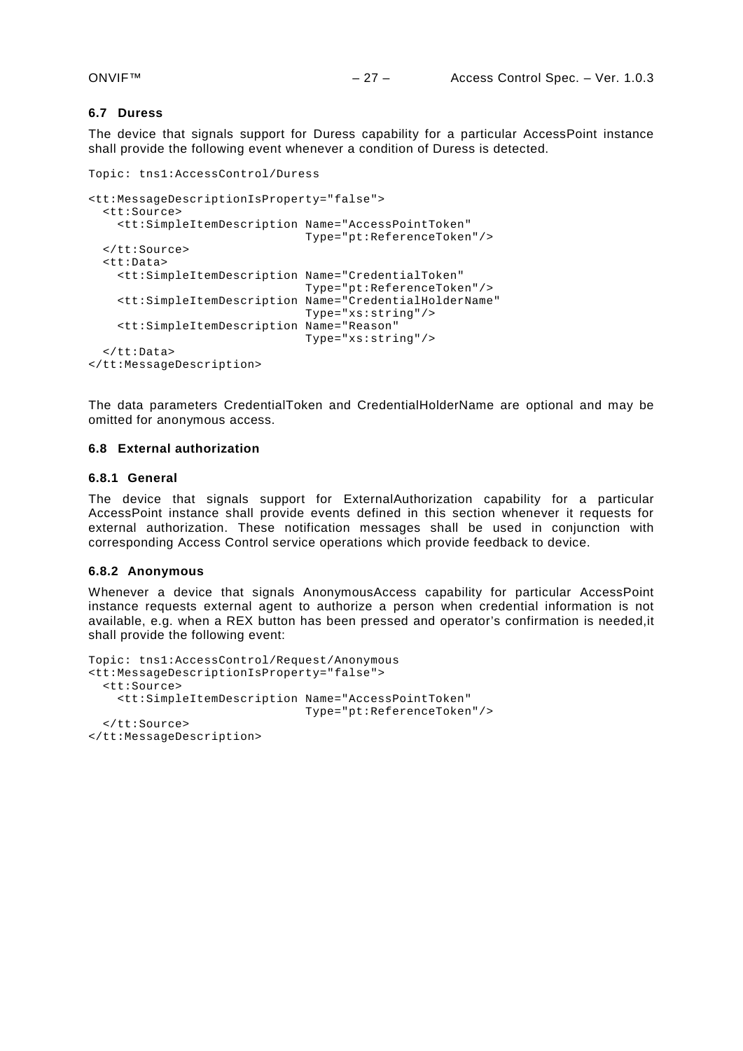### 6.7 Duress

The device that signals support for Duress capability for a particular AccessPoint instance shall provide the following event whenever a condition of Duress is detected.

```
Topic: tns1:AccessControl/Duress

<tt:MessageDescriptionIsProperty="false">
  <tt:Source>
    <tt:SimpleItemDescription Name="AccessPointToken"
                              Type="pt:ReferenceToken"/>
  </tt:Source>
  <tt:Data>
    <tt:SimpleItemDescription Name="CredentialToken"
                              Type="pt:ReferenceToken"/>
    <tt:SimpleItemDescription Name="CredentialHolderName"
                              Type="xs:string"/>
    <tt:SimpleItemDescription Name="Reason"
                              Type="xs:string"/>
  </tt:Data>
</tt:MessageDescription>
```

The data parameters CredentialToken and CredentialHolderName are optional and may be omitted for anonymous access.

### 6.8 External authorization

#### 6.8.1 General

The device that signals support for ExternalAuthorization capability for a particular AccessPoint instance shall provide events defined in this section whenever it requests for external authorization. These notification messages shall be used in conjunction with corresponding Access Control service operations which provide feedback to device.

#### 6.8.2 Anonymous

Whenever a device that signals AnonymousAccess capability for particular AccessPoint instance requests external agent to authorize a person when credential information is not available, e.g. when a REX button has been pressed and operator's confirmation is needed,it shall provide the following event:

```
Topic: tns1:AccessControl/Request/Anonymous
<tt:MessageDescriptionIsProperty="false">
  <tt:Source>
    <tt:SimpleItemDescription Name="AccessPointToken"
                              Type="pt:ReferenceToken"/>
  </tt:Source>
</tt:MessageDescription>
```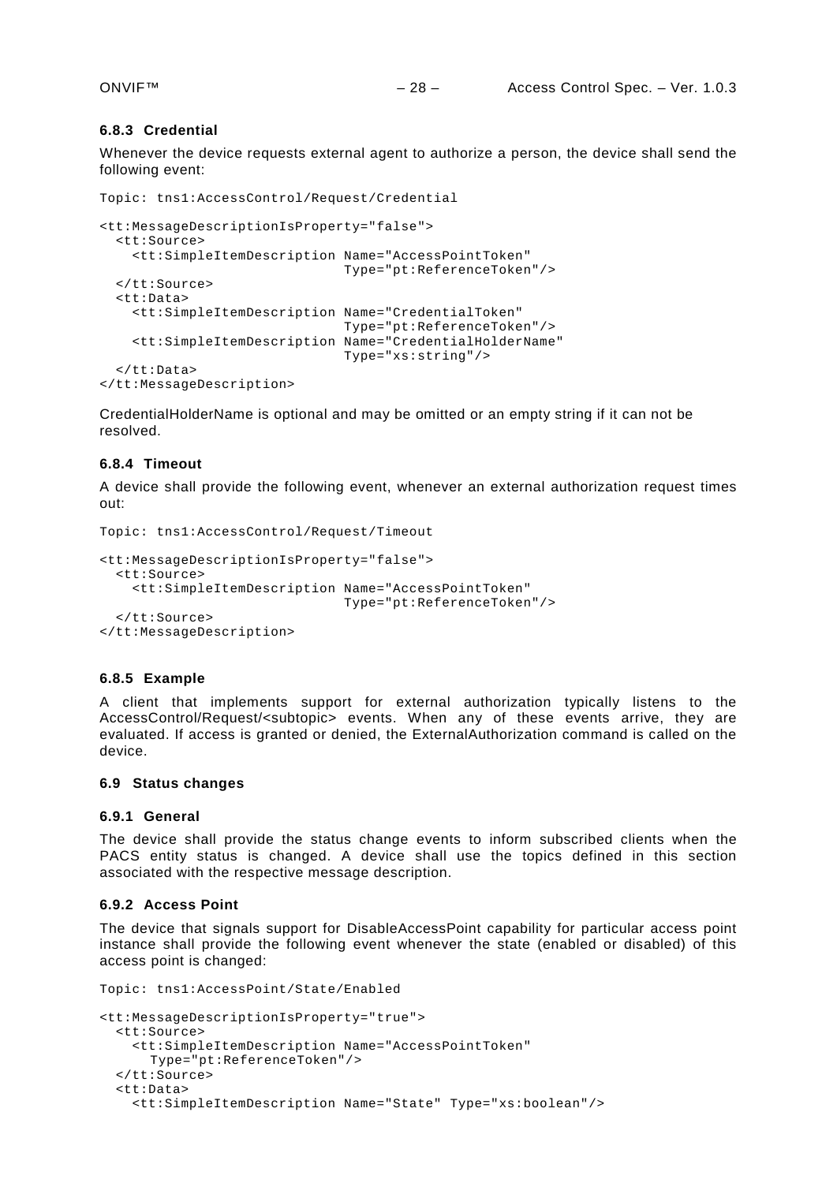### 6.8.3 Credential

Whenever the device requests external agent to authorize a person, the device shall send the following event:

```
Topic: tns1:AccessControl/Request/Credential

<tt:MessageDescriptionIsProperty="false">
  <tt:Source>
    <tt:SimpleItemDescription Name="AccessPointToken"
                              Type="pt:ReferenceToken"/>
  </tt:Source>
  <tt:Data>
    <tt:SimpleItemDescription Name="CredentialToken"
                              Type="pt:ReferenceToken"/>
    <tt:SimpleItemDescription Name="CredentialHolderName"
                              Type="xs:string"/>
  </tt:Data>
</tt:MessageDescription>
```

CredentialHolderName is optional and may be omitted or an empty string if it can not be resolved.

### 6.8.4 Timeout

A device shall provide the following event, whenever an external authorization request times out:

```
Topic: tns1:AccessControl/Request/Timeout

<tt:MessageDescriptionIsProperty="false">
  <tt:Source>
    <tt:SimpleItemDescription Name="AccessPointToken"
                              Type="pt:ReferenceToken"/>
  </tt:Source>
</tt:MessageDescription>
```

### 6.8.5 Example

A client that implements support for external authorization typically listens to the AccessControl/Request/<subtopic> events. When any of these events arrive, they are evaluated. If access is granted or denied, the ExternalAuthorization command is called on the device.

## 6.9 Status changes

### 6.9.1 General

The device shall provide the status change events to inform subscribed clients when the PACS entity status is changed. A device shall use the topics defined in this section associated with the respective message description.

### 6.9.2 Access Point

The device that signals support for DisableAccessPoint capability for particular access point instance shall provide the following event whenever the state (enabled or disabled) of this access point is changed:

```
Topic: tns1:AccessPoint/State/Enabled

<tt:MessageDescriptionIsProperty="true">
  <tt:Source>
    <tt:SimpleItemDescription Name="AccessPointToken"
      Type="pt:ReferenceToken"/>
  </tt:Source>
  <tt:Data>
    <tt:SimpleItemDescription Name="State" Type="xs:boolean"/>
```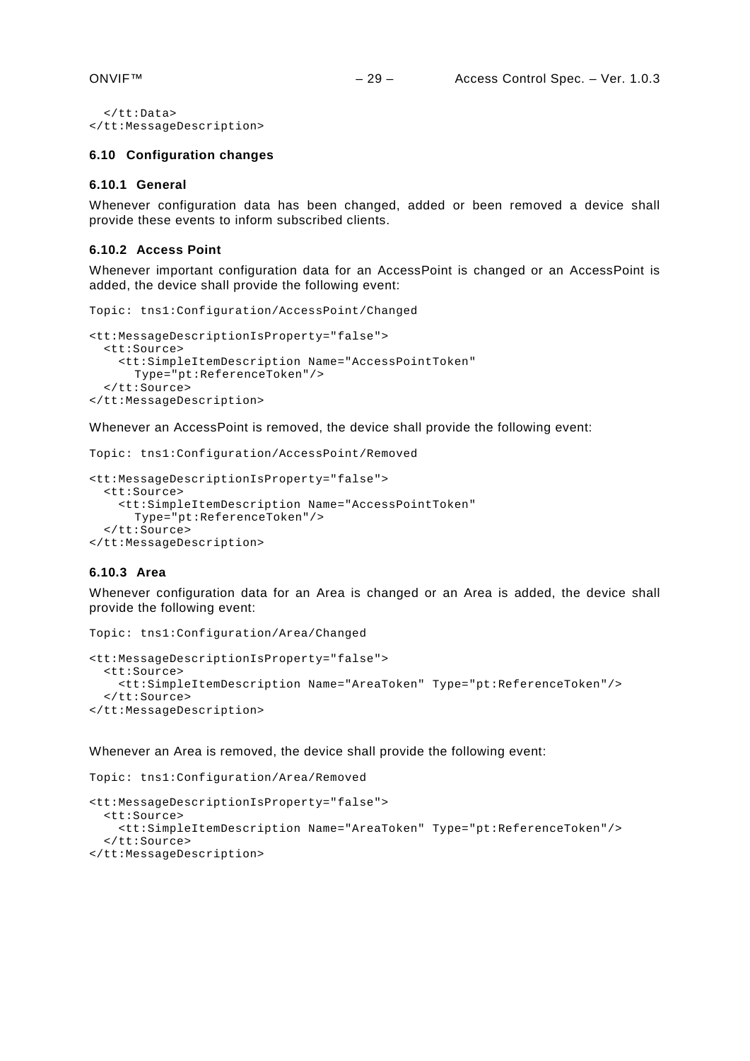```
  </tt:Data>
</tt:MessageDescription>
```

### 6.10 Configuration changes

#### 6.10.1 General

Whenever configuration data has been changed, added or been removed a device shall provide these events to inform subscribed clients.

#### 6.10.2 Access Point

Whenever important configuration data for an AccessPoint is changed or an AccessPoint is added, the device shall provide the following event:

```
Topic: tns1:Configuration/AccessPoint/Changed

<tt:MessageDescriptionIsProperty="false">
  <tt:Source>
    <tt:SimpleItemDescription Name="AccessPointToken"
      Type="pt:ReferenceToken"/>
  </tt:Source>
</tt:MessageDescription>
```

Whenever an AccessPoint is removed, the device shall provide the following event:

```
Topic: tns1:Configuration/AccessPoint/Removed

<tt:MessageDescriptionIsProperty="false">
  <tt:Source>
    <tt:SimpleItemDescription Name="AccessPointToken"
      Type="pt:ReferenceToken"/>
  </tt:Source>
</tt:MessageDescription>
```

#### 6.10.3 Area

Whenever configuration data for an Area is changed or an Area is added, the device shall provide the following event:

```
Topic: tns1:Configuration/Area/Changed

<tt:MessageDescriptionIsProperty="false">
  <tt:Source>
    <tt:SimpleItemDescription Name="AreaToken" Type="pt:ReferenceToken"/>
  </tt:Source>
</tt:MessageDescription>
```

Whenever an Area is removed, the device shall provide the following event:

```
Topic: tns1:Configuration/Area/Removed

<tt:MessageDescriptionIsProperty="false">
  <tt:Source>
    <tt:SimpleItemDescription Name="AreaToken" Type="pt:ReferenceToken"/>
  </tt:Source>
</tt:MessageDescription>
```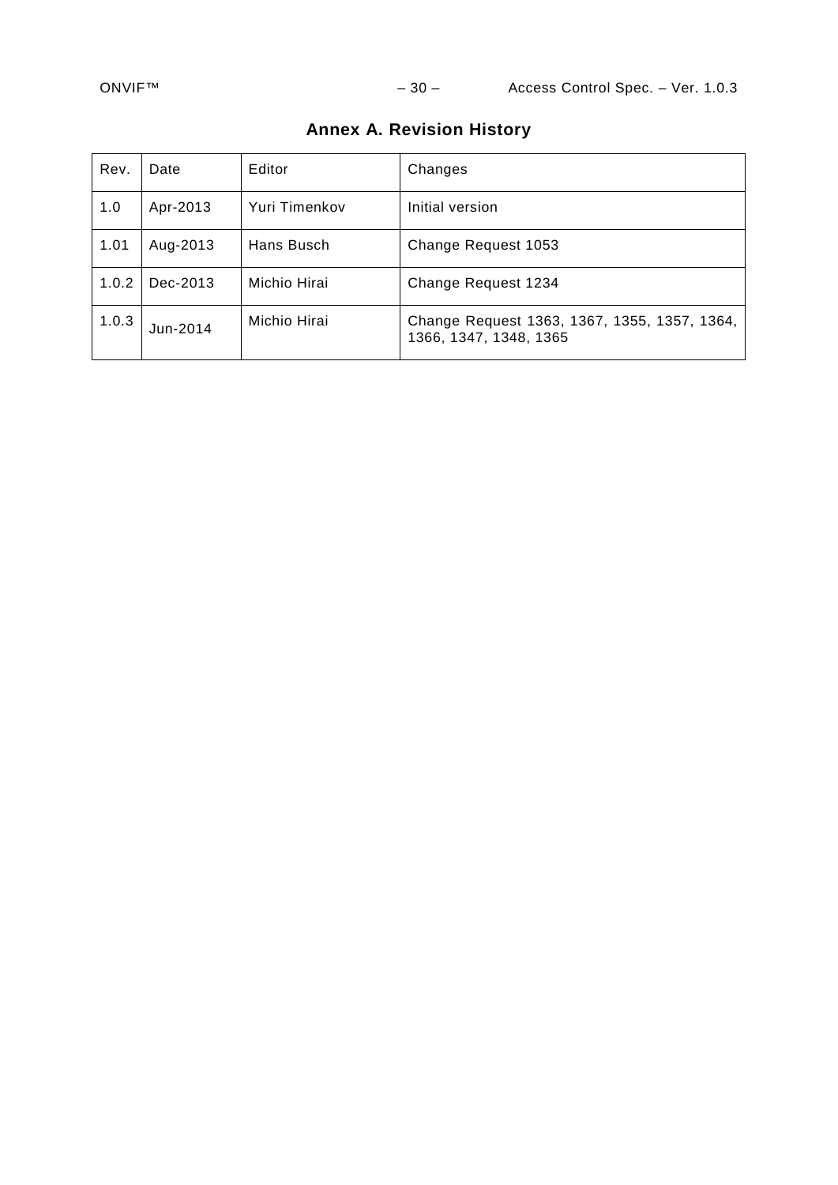# Annex A. Revision History

| Rev. | Date | Editor | Changes |
|---|---|---|---|
| 1.0 | Apr-2013 | Yuri Timenkov | Initial version |
| 1.01 | Aug-2013 | Hans Busch | Change Request 1053 |
| 1.0.2 | Dec-2013 | Michio Hirai | Change Request 1234 |
| 1.0.3 | Jun-2014 | Michio Hirai | Change Request 1363, 1367, 1355, 1357, 1364, 1366, 1347, 1348, 1365 |